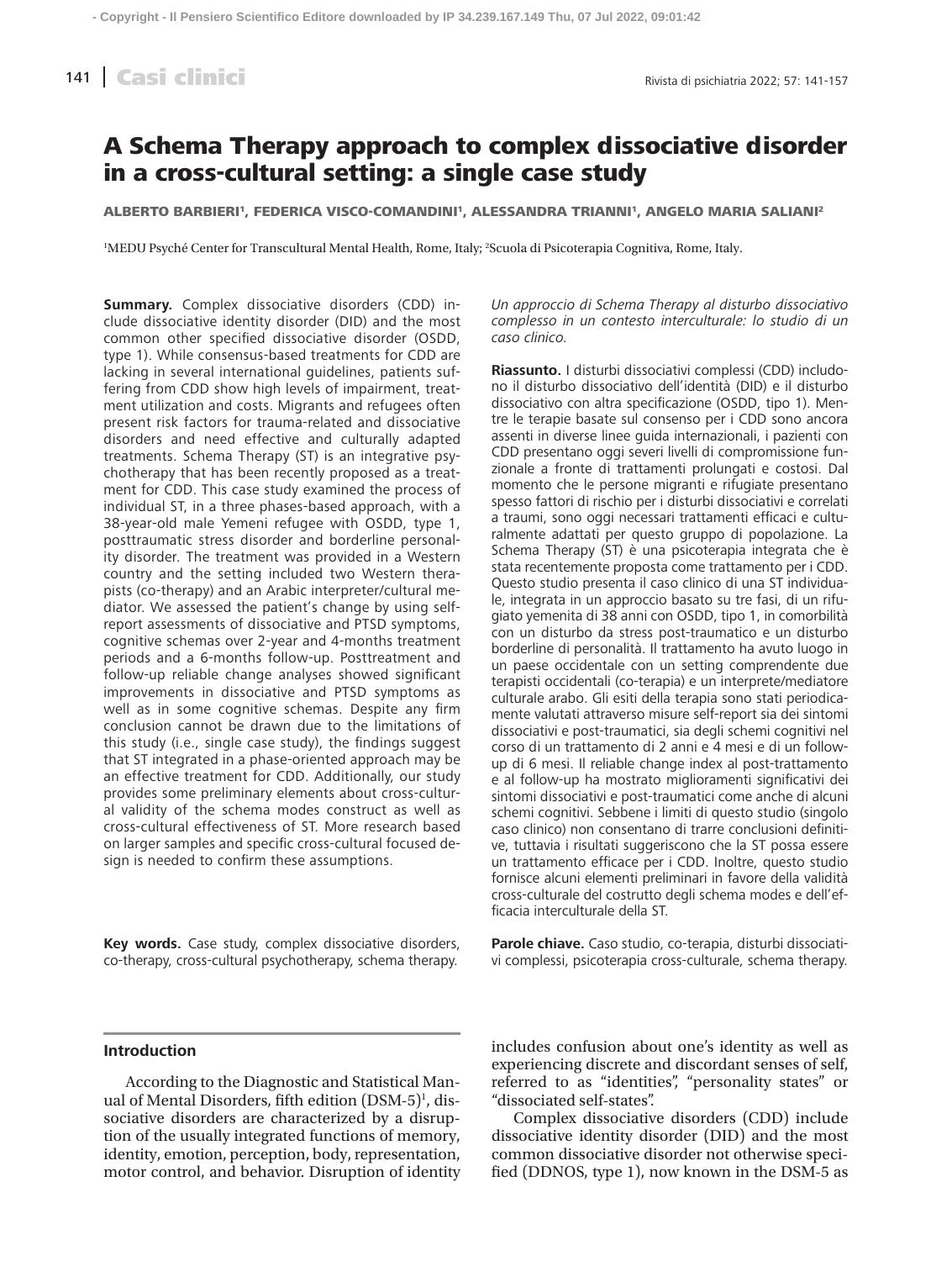# A Schema Therapy approach to complex dissociative disorder in a cross-cultural setting: a single case study

**ALBERTO BARBIERI[1], FEDERICA VISCO-COMANDINI[1], ALESSANDRA TRIANNI[1], ANGELO MARIA SALIANI[2]**

[1]MEDU Psyché Center for Transcultural Mental Health, Rome, Italy; [2]Scuola di Psicoterapia Cognitiva, Rome, Italy.

**Summary.** Complex dissociative disorders (CDD) include dissociative identity disorder (DID) and the most common other specified dissociative disorder (OSDD, type 1). While consensus-based treatments for CDD are lacking in several international guidelines, patients suffering from CDD show high levels of impairment, treatment utilization and costs. Migrants and refugees often present risk factors for trauma-related and dissociative disorders and need effective and culturally adapted treatments. Schema Therapy (ST) is an integrative psychotherapy that has been recently proposed as a treatment for CDD. This case study examined the process of individual ST, in a three phases-based approach, with a 38-year-old male Yemeni refugee with OSDD, type 1, posttraumatic stress disorder and borderline personality disorder. The treatment was provided in a Western country and the setting included two Western therapists (co-therapy) and an Arabic interpreter/cultural mediator. We assessed the patient's change by using self-report assessments of dissociative and PTSD symptoms, cognitive schemas over 2-year and 4-months treatment periods and a 6-months follow-up. Posttreatment and follow-up reliable change analyses showed significant improvements in dissociative and PTSD symptoms as well as in some cognitive schemas. Despite any firm conclusion cannot be drawn due to the limitations of this study (i.e., single case study), the findings suggest that ST integrated in a phase-oriented approach may be an effective treatment for CDD. Additionally, our study provides some preliminary elements about cross-cultural validity of the schema modes construct as well as cross-cultural effectiveness of ST. More research based on larger samples and specific cross-cultural focused design is needed to confirm these assumptions.

**Key words.** Case study, complex dissociative disorders, co-therapy, cross-cultural psychotherapy, schema therapy.

*Un approccio di Schema Therapy al disturbo dissociativo complesso in un contesto interculturale: lo studio di un caso clinico.*

**Riassunto.** I disturbi dissociativi complessi (CDD) includono il disturbo dissociativo dell'identità (DID) e il disturbo dissociativo con altra specificazione (OSDD, tipo 1). Mentre le terapie basate sul consenso per i CDD sono ancora assenti in diverse linee guida internazionali, i pazienti con CDD presentano oggi severi livelli di compromissione funzionale a fronte di trattamenti prolungati e costosi. Dal momento che le persone migranti e rifugiate presentano spesso fattori di rischio per i disturbi dissociativi e correlati a traumi, sono oggi necessari trattamenti efficaci e culturalmente adattati per questo gruppo di popolazione. La Schema Therapy (ST) è una psicoterapia integrata che è stata recentemente proposta come trattamento per i CDD. Questo studio presenta il caso clinico di una ST individuale, integrata in un approccio basato su tre fasi, di un rifugiato yemenita di 38 anni con OSDD, tipo 1, in comorbilità con un disturbo da stress post-traumatico e un disturbo borderline di personalità. Il trattamento ha avuto luogo in un paese occidentale con un setting comprendente due terapisti occidentali (co-terapia) e un interprete/mediatore culturale arabo. Gli esiti della terapia sono stati periodicamente valutati attraverso misure self-report sia dei sintomi dissociativi e post-traumatici, sia degli schemi cognitivi nel corso di un trattamento di 2 anni e 4 mesi e di un follow-up di 6 mesi. Il reliable change index al post-trattamento e al follow-up ha mostrato miglioramenti significativi dei sintomi dissociativi e post-traumatici come anche di alcuni schemi cognitivi. Sebbene i limiti di questo studio (singolo caso clinico) non consentano di trarre conclusioni definitive, tuttavia i risultati suggeriscono che la ST possa essere un trattamento efficace per i CDD. Inoltre, questo studio fornisce alcuni elementi preliminari in favore della validità cross-culturale del costrutto degli schema modes e dell'efficacia interculturale della ST.

**Parole chiave.** Caso studio, co-terapia, disturbi dissociativi complessi, psicoterapia cross-culturale, schema therapy.

## Introduction

According to the Diagnostic and Statistical Manual of Mental Disorders, fifth edition (DSM-5)[1], dissociative disorders are characterized by a disruption of the usually integrated functions of memory, identity, emotion, perception, body, representation, motor control, and behavior. Disruption of identity includes confusion about one's identity as well as experiencing discrete and discordant senses of self, referred to as "identities", "personality states" or "dissociated self-states".

Complex dissociative disorders (CDD) include dissociative identity disorder (DID) and the most common dissociative disorder not otherwise specified (DDNOS, type 1), now known in the DSM-5 as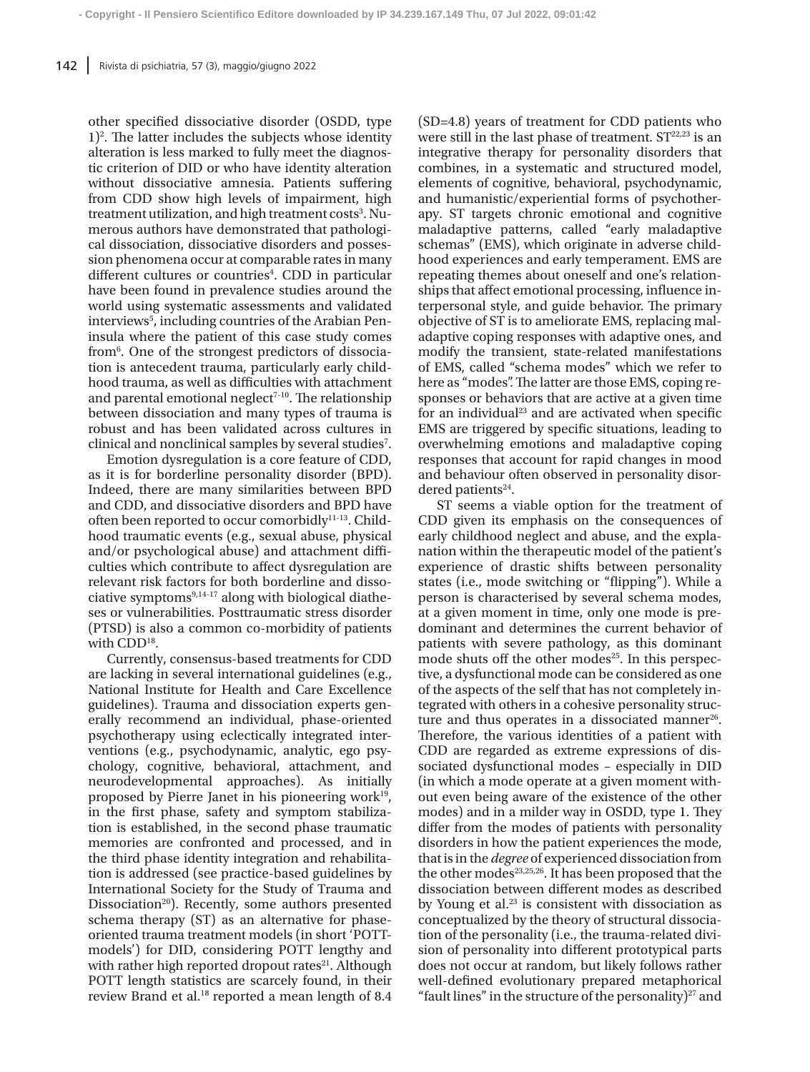other specified dissociative disorder (OSDD, type 1)[2]. The latter includes the subjects whose identity alteration is less marked to fully meet the diagnostic criterion of DID or who have identity alteration without dissociative amnesia. Patients suffering from CDD show high levels of impairment, high treatment utilization, and high treatment costs[3]. Numerous authors have demonstrated that pathological dissociation, dissociative disorders and possession phenomena occur at comparable rates in many different cultures or countries[4]. CDD in particular have been found in prevalence studies around the world using systematic assessments and validated interviews[5], including countries of the Arabian Peninsula where the patient of this case study comes from[6]. One of the strongest predictors of dissociation is antecedent trauma, particularly early childhood trauma, as well as difficulties with attachment and parental emotional neglect[7-10]. The relationship between dissociation and many types of trauma is robust and has been validated across cultures in clinical and nonclinical samples by several studies[7].

Emotion dysregulation is a core feature of CDD, as it is for borderline personality disorder (BPD). Indeed, there are many similarities between BPD and CDD, and dissociative disorders and BPD have often been reported to occur comorbidly[11-13]. Childhood traumatic events (e.g., sexual abuse, physical and/or psychological abuse) and attachment difficulties which contribute to affect dysregulation are relevant risk factors for both borderline and dissociative symptoms[9,14-17] along with biological diatheses or vulnerabilities. Posttraumatic stress disorder (PTSD) is also a common co-morbidity of patients with CDD[18].

Currently, consensus-based treatments for CDD are lacking in several international guidelines (e.g., National Institute for Health and Care Excellence guidelines). Trauma and dissociation experts generally recommend an individual, phase-oriented psychotherapy using eclectically integrated interventions (e.g., psychodynamic, analytic, ego psychology, cognitive, behavioral, attachment, and neurodevelopmental approaches). As initially proposed by Pierre Janet in his pioneering work[19], in the first phase, safety and symptom stabilization is established, in the second phase traumatic memories are confronted and processed, and in the third phase identity integration and rehabilitation is addressed (see practice-based guidelines by International Society for the Study of Trauma and Dissociation[20]). Recently, some authors presented schema therapy (ST) as an alternative for phase-oriented trauma treatment models (in short 'POTT-models') for DID, considering POTT lengthy and with rather high reported dropout rates[21]. Although POTT length statistics are scarcely found, in their review Brand et al.[18] reported a mean length of 8.4 (SD=4.8) years of treatment for CDD patients who were still in the last phase of treatment. ST[22,23] is an integrative therapy for personality disorders that combines, in a systematic and structured model, elements of cognitive, behavioral, psychodynamic, and humanistic/experiential forms of psychotherapy. ST targets chronic emotional and cognitive maladaptive patterns, called "early maladaptive schemas" (EMS), which originate in adverse childhood experiences and early temperament. EMS are repeating themes about oneself and one's relationships that affect emotional processing, influence interpersonal style, and guide behavior. The primary objective of ST is to ameliorate EMS, replacing maladaptive coping responses with adaptive ones, and modify the transient, state-related manifestations of EMS, called "schema modes" which we refer to here as "modes". The latter are those EMS, coping responses or behaviors that are active at a given time for an individual[23] and are activated when specific EMS are triggered by specific situations, leading to overwhelming emotions and maladaptive coping responses that account for rapid changes in mood and behaviour often observed in personality disordered patients[24].

ST seems a viable option for the treatment of CDD given its emphasis on the consequences of early childhood neglect and abuse, and the explanation within the therapeutic model of the patient's experience of drastic shifts between personality states (i.e., mode switching or "flipping"). While a person is characterised by several schema modes, at a given moment in time, only one mode is predominant and determines the current behavior of patients with severe pathology, as this dominant mode shuts off the other modes[25]. In this perspective, a dysfunctional mode can be considered as one of the aspects of the self that has not completely integrated with others in a cohesive personality structure and thus operates in a dissociated manner[26]. Therefore, the various identities of a patient with CDD are regarded as extreme expressions of dissociated dysfunctional modes – especially in DID (in which a mode operate at a given moment without even being aware of the existence of the other modes) and in a milder way in OSDD, type 1. They differ from the modes of patients with personality disorders in how the patient experiences the mode, that is in the *degree* of experienced dissociation from the other modes[23,25,26]. It has been proposed that the dissociation between different modes as described by Young et al.[23] is consistent with dissociation as conceptualized by the theory of structural dissociation of the personality (i.e., the trauma-related division of personality into different prototypical parts does not occur at random, but likely follows rather well-defined evolutionary prepared metaphorical "fault lines" in the structure of the personality)[27] and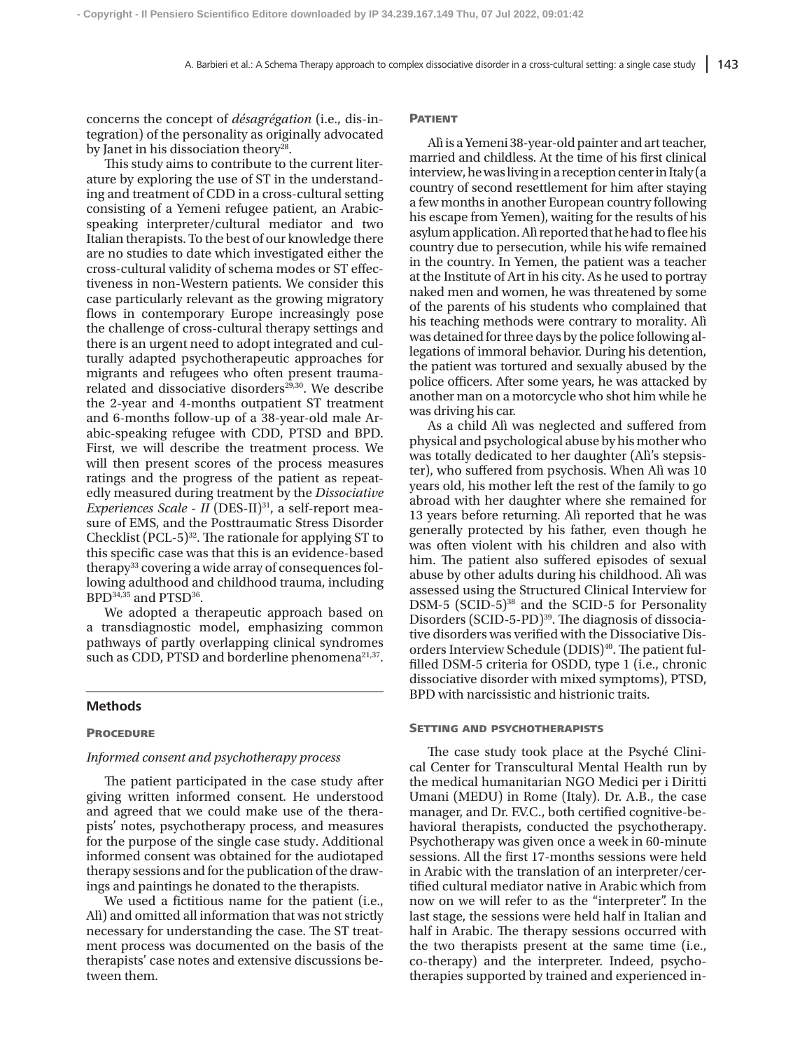concerns the concept of *désagrégation* (i.e., dis-integration) of the personality as originally advocated by Janet in his dissociation theory[28].

This study aims to contribute to the current literature by exploring the use of ST in the understanding and treatment of CDD in a cross-cultural setting consisting of a Yemeni refugee patient, an Arabic-speaking interpreter/cultural mediator and two Italian therapists. To the best of our knowledge there are no studies to date which investigated either the cross-cultural validity of schema modes or ST effectiveness in non-Western patients. We consider this case particularly relevant as the growing migratory flows in contemporary Europe increasingly pose the challenge of cross-cultural therapy settings and there is an urgent need to adopt integrated and culturally adapted psychotherapeutic approaches for migrants and refugees who often present trauma-related and dissociative disorders[29,30]. We describe the 2-year and 4-months outpatient ST treatment and 6-months follow-up of a 38-year-old male Arabic-speaking refugee with CDD, PTSD and BPD. First, we will describe the treatment process. We will then present scores of the process measures ratings and the progress of the patient as repeatedly measured during treatment by the *Dissociative Experiences Scale - II* (DES-II)[31], a self-report measure of EMS, and the Posttraumatic Stress Disorder Checklist (PCL-5)[32]. The rationale for applying ST to this specific case was that this is an evidence-based therapy[33] covering a wide array of consequences following adulthood and childhood trauma, including BPD[34,35] and PTSD[36].

We adopted a therapeutic approach based on a transdiagnostic model, emphasizing common pathways of partly overlapping clinical syndromes such as CDD, PTSD and borderline phenomena[21,37].

## Methods

### Procedure

*Informed consent and psychotherapy process*

The patient participated in the case study after giving written informed consent. He understood and agreed that we could make use of the therapists' notes, psychotherapy process, and measures for the purpose of the single case study. Additional informed consent was obtained for the audiotaped therapy sessions and for the publication of the drawings and paintings he donated to the therapists.

We used a fictitious name for the patient (i.e., Alì) and omitted all information that was not strictly necessary for understanding the case. The ST treatment process was documented on the basis of the therapists' case notes and extensive discussions between them.

### Patient

Alì is a Yemeni 38-year-old painter and art teacher, married and childless. At the time of his first clinical interview, he was living in a reception center in Italy (a country of second resettlement for him after staying a few months in another European country following his escape from Yemen), waiting for the results of his asylum application. Alì reported that he had to flee his country due to persecution, while his wife remained in the country. In Yemen, the patient was a teacher at the Institute of Art in his city. As he used to portray naked men and women, he was threatened by some of the parents of his students who complained that his teaching methods were contrary to morality. Alì was detained for three days by the police following allegations of immoral behavior. During his detention, the patient was tortured and sexually abused by the police officers. After some years, he was attacked by another man on a motorcycle who shot him while he was driving his car.

As a child Alì was neglected and suffered from physical and psychological abuse by his mother who was totally dedicated to her daughter (Alì's stepsister), who suffered from psychosis. When Alì was 10 years old, his mother left the rest of the family to go abroad with her daughter where she remained for 13 years before returning. Alì reported that he was generally protected by his father, even though he was often violent with his children and also with him. The patient also suffered episodes of sexual abuse by other adults during his childhood. Alì was assessed using the Structured Clinical Interview for DSM-5 (SCID-5)[38] and the SCID-5 for Personality Disorders (SCID-5-PD)[39]. The diagnosis of dissociative disorders was verified with the Dissociative Disorders Interview Schedule (DDIS)[40]. The patient fulfilled DSM-5 criteria for OSDD, type 1 (i.e., chronic dissociative disorder with mixed symptoms), PTSD, BPD with narcissistic and histrionic traits.

### Setting and psychotherapists

The case study took place at the Psyché Clinical Center for Transcultural Mental Health run by the medical humanitarian NGO Medici per i Diritti Umani (MEDU) in Rome (Italy). Dr. A.B., the case manager, and Dr. F.V.C., both certified cognitive-behavioral therapists, conducted the psychotherapy. Psychotherapy was given once a week in 60-minute sessions. All the first 17-months sessions were held in Arabic with the translation of an interpreter/certified cultural mediator native in Arabic which from now on we will refer to as the "interpreter". In the last stage, the sessions were held half in Italian and half in Arabic. The therapy sessions occurred with the two therapists present at the same time (i.e., co-therapy) and the interpreter. Indeed, psychotherapies supported by trained and experienced in-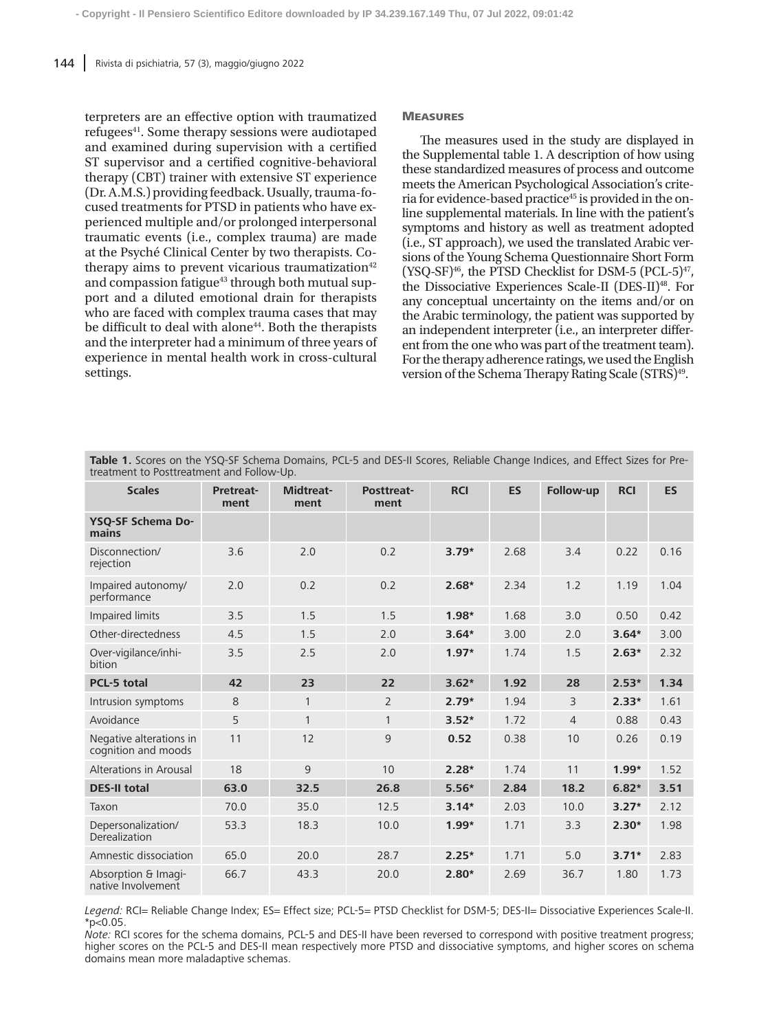terpreters are an effective option with traumatized refugees[41]. Some therapy sessions were audiotaped and examined during supervision with a certified ST supervisor and a certified cognitive-behavioral therapy (CBT) trainer with extensive ST experience (Dr. A.M.S.) providing feedback. Usually, trauma-focused treatments for PTSD in patients who have experienced multiple and/or prolonged interpersonal traumatic events (i.e., complex trauma) are made at the Psyché Clinical Center by two therapists. Co-therapy aims to prevent vicarious traumatization[42] and compassion fatigue[43] through both mutual support and a diluted emotional drain for therapists who are faced with complex trauma cases that may be difficult to deal with alone[44]. Both the therapists and the interpreter had a minimum of three years of experience in mental health work in cross-cultural settings.

## Measures

The measures used in the study are displayed in the Supplemental table 1. A description of how using these standardized measures of process and outcome meets the American Psychological Association's criteria for evidence-based practice[45] is provided in the online supplemental materials. In line with the patient's symptoms and history as well as treatment adopted (i.e., ST approach), we used the translated Arabic versions of the Young Schema Questionnaire Short Form (YSQ-SF)[46], the PTSD Checklist for DSM-5 (PCL-5)[47], the Dissociative Experiences Scale-II (DES-II)[48]. For any conceptual uncertainty on the items and/or on the Arabic terminology, the patient was supported by an independent interpreter (i.e., an interpreter different from the one who was part of the treatment team). For the therapy adherence ratings, we used the English version of the Schema Therapy Rating Scale (STRS)[49].

**Table 1.** Scores on the YSQ-SF Schema Domains, PCL-5 and DES-II Scores, Reliable Change Indices, and Effect Sizes for Pretreatment to Posttreatment and Follow-Up.

| Scales | Pretreatment | Midtreatment | Posttreatment | RCI | ES | Follow-up | RCI | ES |
|---|---|---|---|---|---|---|---|---|
| **YSQ-SF Schema Domains** | | | | | | | | |
| Disconnection/ rejection | 3.6 | 2.0 | 0.2 | **3.79*** | 2.68 | 3.4 | 0.22 | 0.16 |
| Impaired autonomy/ performance | 2.0 | 0.2 | 0.2 | **2.68*** | 2.34 | 1.2 | 1.19 | 1.04 |
| Impaired limits | 3.5 | 1.5 | 1.5 | **1.98*** | 1.68 | 3.0 | 0.50 | 0.42 |
| Other-directedness | 4.5 | 1.5 | 2.0 | **3.64*** | 3.00 | 2.0 | **3.64*** | 3.00 |
| Over-vigilance/inhibition | 3.5 | 2.5 | 2.0 | **1.97*** | 1.74 | 1.5 | **2.63*** | 2.32 |
| **PCL-5 total** | **42** | **23** | **22** | **3.62*** | **1.92** | **28** | **2.53*** | **1.34** |
| Intrusion symptoms | 8 | 1 | 2 | **2.79*** | 1.94 | 3 | **2.33*** | 1.61 |
| Avoidance | 5 | 1 | 1 | **3.52*** | 1.72 | 4 | 0.88 | 0.43 |
| Negative alterations in cognition and moods | 11 | 12 | 9 | **0.52** | 0.38 | 10 | 0.26 | 0.19 |
| Alterations in Arousal | 18 | 9 | 10 | **2.28*** | 1.74 | 11 | **1.99*** | 1.52 |
| **DES-II total** | **63.0** | **32.5** | **26.8** | **5.56*** | **2.84** | **18.2** | **6.82*** | **3.51** |
| Taxon | 70.0 | 35.0 | 12.5 | **3.14*** | 2.03 | 10.0 | **3.27*** | 2.12 |
| Depersonalization/ Derealization | 53.3 | 18.3 | 10.0 | **1.99*** | 1.71 | 3.3 | **2.30*** | 1.98 |
| Amnestic dissociation | 65.0 | 20.0 | 28.7 | **2.25*** | 1.71 | 5.0 | **3.71*** | 2.83 |
| Absorption & Imaginative Involvement | 66.7 | 43.3 | 20.0 | **2.80*** | 2.69 | 36.7 | 1.80 | 1.73 |

*Legend:* RCI= Reliable Change Index; ES= Effect size; PCL-5= PTSD Checklist for DSM-5; DES-II= Dissociative Experiences Scale-II. *$p<0.05$.

*Note:* RCI scores for the schema domains, PCL-5 and DES-II have been reversed to correspond with positive treatment progress; higher scores on the PCL-5 and DES-II mean respectively more PTSD and dissociative symptoms, and higher scores on schema domains mean more maladaptive schemas.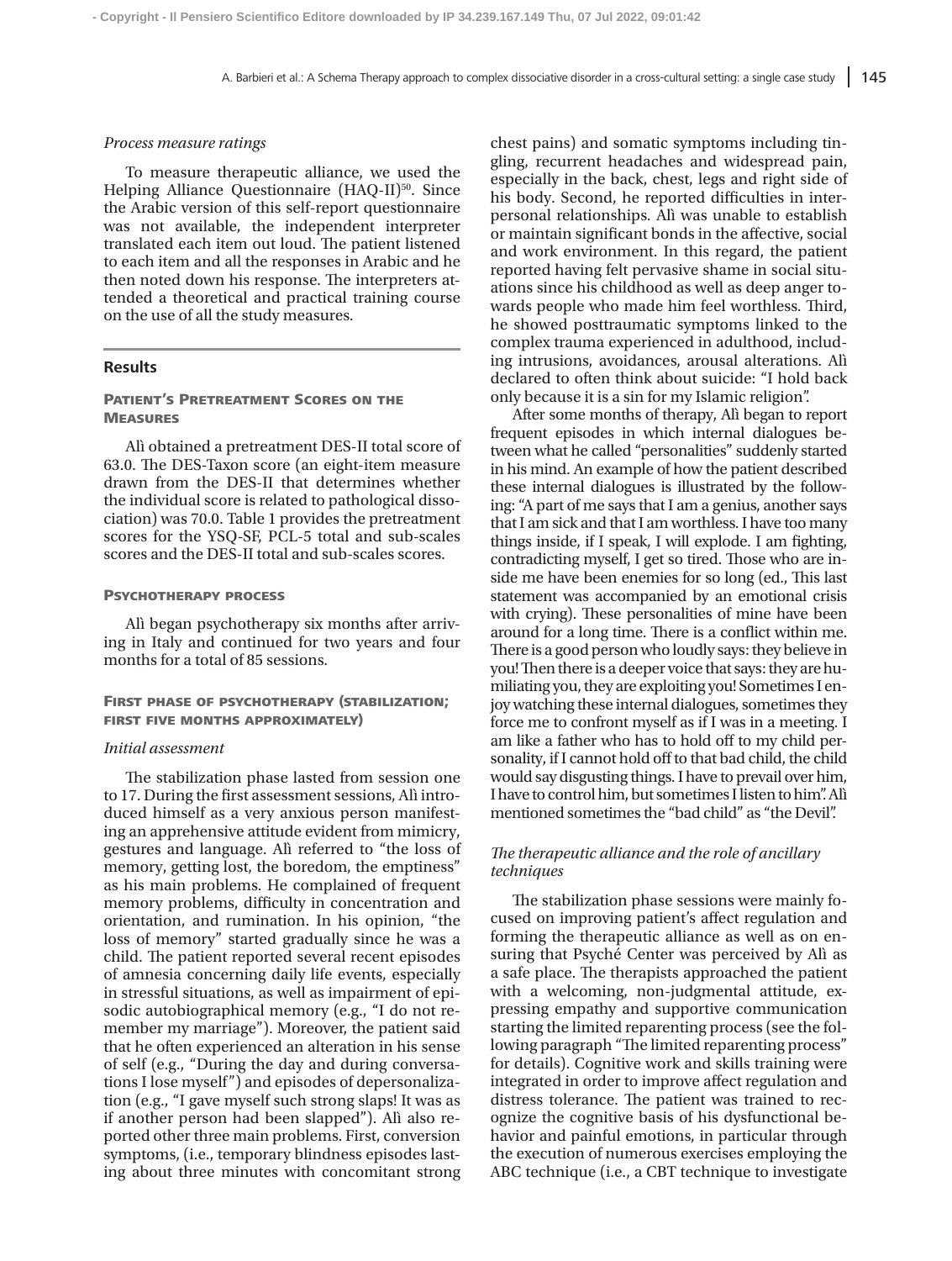*Process measure ratings*

To measure therapeutic alliance, we used the Helping Alliance Questionnaire (HAQ-II)[50]. Since the Arabic version of this self-report questionnaire was not available, the independent interpreter translated each item out loud. The patient listened to each item and all the responses in Arabic and he then noted down his response. The interpreters attended a theoretical and practical training course on the use of all the study measures.

## Results

### Patient's Pretreatment Scores on the Measures

Alì obtained a pretreatment DES-II total score of 63.0. The DES-Taxon score (an eight-item measure drawn from the DES-II that determines whether the individual score is related to pathological dissociation) was 70.0. Table 1 provides the pretreatment scores for the YSQ-SF, PCL-5 total and sub-scales scores and the DES-II total and sub-scales scores.

### Psychotherapy process

Alì began psychotherapy six months after arriving in Italy and continued for two years and four months for a total of 85 sessions.

### First phase of psychotherapy (stabilization; first five months approximately)

*Initial assessment*

The stabilization phase lasted from session one to 17. During the first assessment sessions, Alì introduced himself as a very anxious person manifesting an apprehensive attitude evident from mimicry, gestures and language. Alì referred to "the loss of memory, getting lost, the boredom, the emptiness" as his main problems. He complained of frequent memory problems, difficulty in concentration and orientation, and rumination. In his opinion, "the loss of memory" started gradually since he was a child. The patient reported several recent episodes of amnesia concerning daily life events, especially in stressful situations, as well as impairment of episodic autobiographical memory (e.g., "I do not remember my marriage"). Moreover, the patient said that he often experienced an alteration in his sense of self (e.g., "During the day and during conversations I lose myself") and episodes of depersonalization (e.g., "I gave myself such strong slaps! It was as if another person had been slapped"). Alì also reported other three main problems. First, conversion symptoms, (i.e., temporary blindness episodes lasting about three minutes with concomitant strong chest pains) and somatic symptoms including tingling, recurrent headaches and widespread pain, especially in the back, chest, legs and right side of his body. Second, he reported difficulties in interpersonal relationships. Alì was unable to establish or maintain significant bonds in the affective, social and work environment. In this regard, the patient reported having felt pervasive shame in social situations since his childhood as well as deep anger towards people who made him feel worthless. Third, he showed posttraumatic symptoms linked to the complex trauma experienced in adulthood, including intrusions, avoidances, arousal alterations. Alì declared to often think about suicide: "I hold back only because it is a sin for my Islamic religion".

After some months of therapy, Alì began to report frequent episodes in which internal dialogues between what he called "personalities" suddenly started in his mind. An example of how the patient described these internal dialogues is illustrated by the following: "A part of me says that I am a genius, another says that I am sick and that I am worthless. I have too many things inside, if I speak, I will explode. I am fighting, contradicting myself, I get so tired. Those who are inside me have been enemies for so long (ed., This last statement was accompanied by an emotional crisis with crying). These personalities of mine have been around for a long time. There is a conflict within me. There is a good person who loudly says: they believe in you! Then there is a deeper voice that says: they are humiliating you, they are exploiting you! Sometimes I enjoy watching these internal dialogues, sometimes they force me to confront myself as if I was in a meeting. I am like a father who has to hold off to my child personality, if I cannot hold off to that bad child, the child would say disgusting things. I have to prevail over him, I have to control him, but sometimes I listen to him". Alì mentioned sometimes the "bad child" as "the Devil".

*The therapeutic alliance and the role of ancillary techniques*

The stabilization phase sessions were mainly focused on improving patient's affect regulation and forming the therapeutic alliance as well as on ensuring that Psyché Center was perceived by Alì as a safe place. The therapists approached the patient with a welcoming, non-judgmental attitude, expressing empathy and supportive communication starting the limited reparenting process (see the following paragraph "The limited reparenting process" for details). Cognitive work and skills training were integrated in order to improve affect regulation and distress tolerance. The patient was trained to recognize the cognitive basis of his dysfunctional behavior and painful emotions, in particular through the execution of numerous exercises employing the ABC technique (i.e., a CBT technique to investigate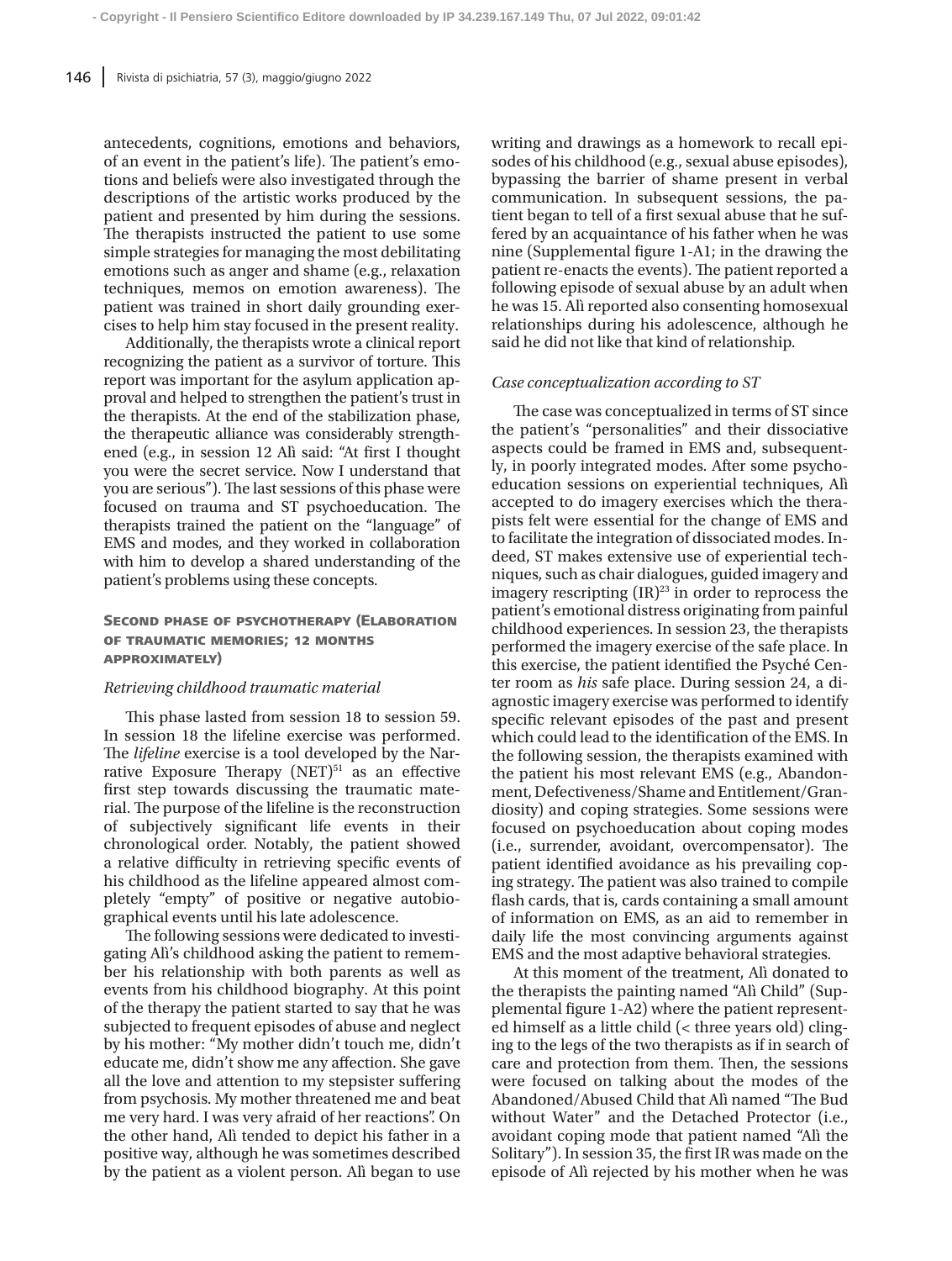antecedents, cognitions, emotions and behaviors, of an event in the patient's life). The patient's emotions and beliefs were also investigated through the descriptions of the artistic works produced by the patient and presented by him during the sessions. The therapists instructed the patient to use some simple strategies for managing the most debilitating emotions such as anger and shame (e.g., relaxation techniques, memos on emotion awareness). The patient was trained in short daily grounding exercises to help him stay focused in the present reality.

Additionally, the therapists wrote a clinical report recognizing the patient as a survivor of torture. This report was important for the asylum application approval and helped to strengthen the patient's trust in the therapists. At the end of the stabilization phase, the therapeutic alliance was considerably strengthened (e.g., in session 12 Alì said: "At first I thought you were the secret service. Now I understand that you are serious"). The last sessions of this phase were focused on trauma and ST psychoeducation. The therapists trained the patient on the "language" of EMS and modes, and they worked in collaboration with him to develop a shared understanding of the patient's problems using these concepts.

## Second phase of psychotherapy (Elaboration of traumatic memories; 12 months approximately)

### *Retrieving childhood traumatic material*

This phase lasted from session 18 to session 59. In session 18 the lifeline exercise was performed. The *lifeline* exercise is a tool developed by the Narrative Exposure Therapy (NET)[51] as an effective first step towards discussing the traumatic material. The purpose of the lifeline is the reconstruction of subjectively significant life events in their chronological order. Notably, the patient showed a relative difficulty in retrieving specific events of his childhood as the lifeline appeared almost completely "empty" of positive or negative autobiographical events until his late adolescence.

The following sessions were dedicated to investigating Alì's childhood asking the patient to remember his relationship with both parents as well as events from his childhood biography. At this point of the therapy the patient started to say that he was subjected to frequent episodes of abuse and neglect by his mother: "My mother didn't touch me, didn't educate me, didn't show me any affection. She gave all the love and attention to my stepsister suffering from psychosis. My mother threatened me and beat me very hard. I was very afraid of her reactions". On the other hand, Alì tended to depict his father in a positive way, although he was sometimes described by the patient as a violent person. Alì began to use writing and drawings as a homework to recall episodes of his childhood (e.g., sexual abuse episodes), bypassing the barrier of shame present in verbal communication. In subsequent sessions, the patient began to tell of a first sexual abuse that he suffered by an acquaintance of his father when he was nine (Supplemental figure 1-A1; in the drawing the patient re-enacts the events). The patient reported a following episode of sexual abuse by an adult when he was 15. Alì reported also consenting homosexual relationships during his adolescence, although he said he did not like that kind of relationship.

### *Case conceptualization according to ST*

The case was conceptualized in terms of ST since the patient's "personalities" and their dissociative aspects could be framed in EMS and, subsequently, in poorly integrated modes. After some psychoeducation sessions on experiential techniques, Alì accepted to do imagery exercises which the therapists felt were essential for the change of EMS and to facilitate the integration of dissociated modes. Indeed, ST makes extensive use of experiential techniques, such as chair dialogues, guided imagery and imagery rescripting (IR)[23] in order to reprocess the patient's emotional distress originating from painful childhood experiences. In session 23, the therapists performed the imagery exercise of the safe place. In this exercise, the patient identified the Psyché Center room as *his* safe place. During session 24, a diagnostic imagery exercise was performed to identify specific relevant episodes of the past and present which could lead to the identification of the EMS. In the following session, the therapists examined with the patient his most relevant EMS (e.g., Abandonment, Defectiveness/Shame and Entitlement/Grandiosity) and coping strategies. Some sessions were focused on psychoeducation about coping modes (i.e., surrender, avoidant, overcompensator). The patient identified avoidance as his prevailing coping strategy. The patient was also trained to compile flash cards, that is, cards containing a small amount of information on EMS, as an aid to remember in daily life the most convincing arguments against EMS and the most adaptive behavioral strategies.

At this moment of the treatment, Alì donated to the therapists the painting named "Alì Child" (Supplemental figure 1-A2) where the patient represented himself as a little child (< three years old) clinging to the legs of the two therapists as if in search of care and protection from them. Then, the sessions were focused on talking about the modes of the Abandoned/Abused Child that Alì named "The Bud without Water" and the Detached Protector (i.e., avoidant coping mode that patient named "Alì the Solitary"). In session 35, the first IR was made on the episode of Alì rejected by his mother when he was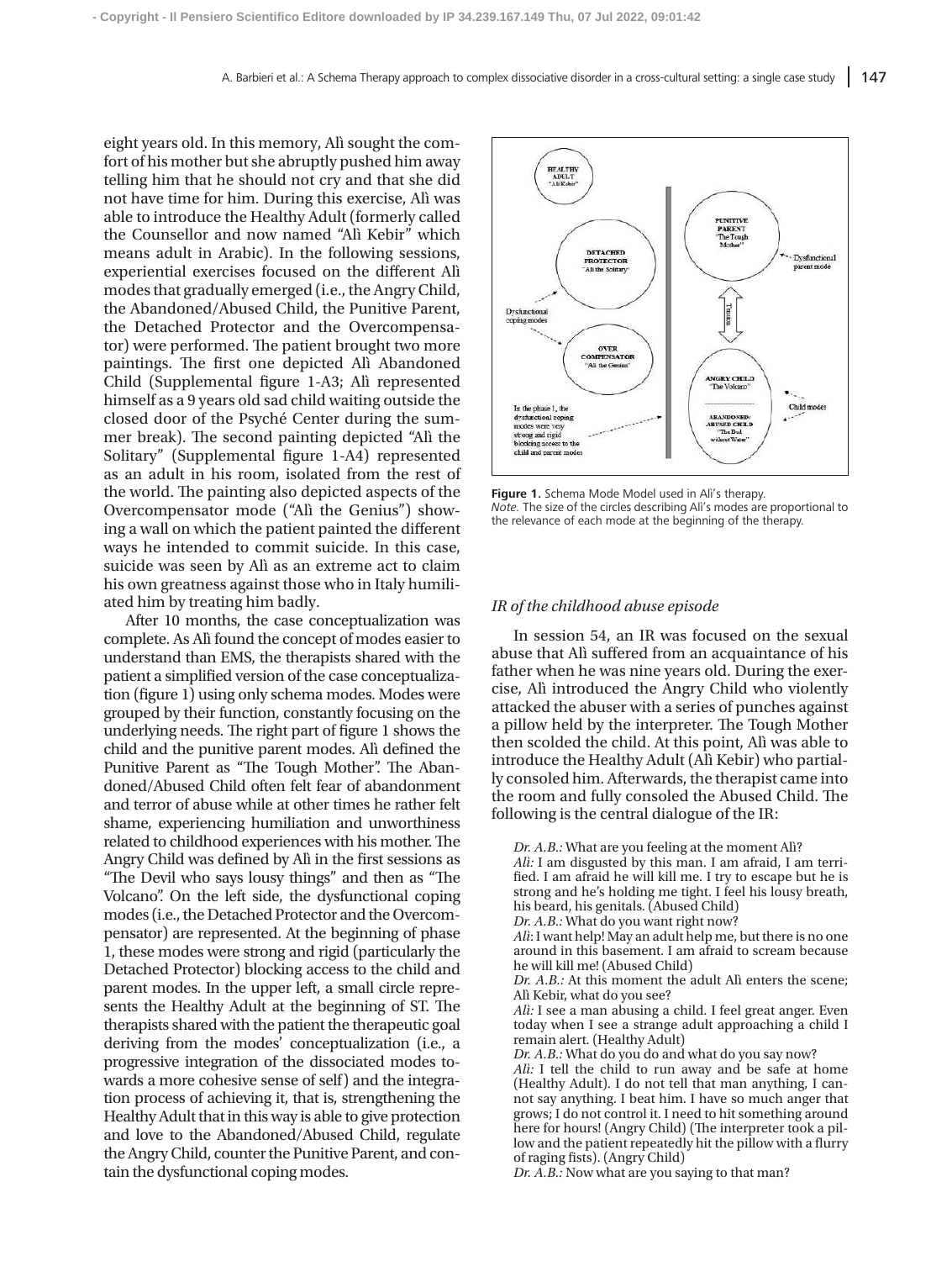eight years old. In this memory, Alì sought the comfort of his mother but she abruptly pushed him away telling him that he should not cry and that she did not have time for him. During this exercise, Alì was able to introduce the Healthy Adult (formerly called the Counsellor and now named "Alì Kebir" which means adult in Arabic). In the following sessions, experiential exercises focused on the different Alì modes that gradually emerged (i.e., the Angry Child, the Abandoned/Abused Child, the Punitive Parent, the Detached Protector and the Overcompensator) were performed. The patient brought two more paintings. The first one depicted Alì Abandoned Child (Supplemental figure 1-A3; Alì represented himself as a 9 years old sad child waiting outside the closed door of the Psyché Center during the summer break). The second painting depicted "Alì the Solitary" (Supplemental figure 1-A4) represented as an adult in his room, isolated from the rest of the world. The painting also depicted aspects of the Overcompensator mode ("Alì the Genius") showing a wall on which the patient painted the different ways he intended to commit suicide. In this case, suicide was seen by Alì as an extreme act to claim his own greatness against those who in Italy humiliated him by treating him badly.

After 10 months, the case conceptualization was complete. As Alì found the concept of modes easier to understand than EMS, the therapists shared with the patient a simplified version of the case conceptualization (figure 1) using only schema modes. Modes were grouped by their function, constantly focusing on the underlying needs. The right part of figure 1 shows the child and the punitive parent modes. Alì defined the Punitive Parent as "The Tough Mother". The Abandoned/Abused Child often felt fear of abandonment and terror of abuse while at other times he rather felt shame, experiencing humiliation and unworthiness related to childhood experiences with his mother. The Angry Child was defined by Alì in the first sessions as "The Devil who says lousy things" and then as "The Volcano". On the left side, the dysfunctional coping modes (i.e., the Detached Protector and the Overcompensator) are represented. At the beginning of phase 1, these modes were strong and rigid (particularly the Detached Protector) blocking access to the child and parent modes. In the upper left, a small circle represents the Healthy Adult at the beginning of ST. The therapists shared with the patient the therapeutic goal deriving from the modes' conceptualization (i.e., a progressive integration of the dissociated modes towards a more cohesive sense of self) and the integration process of achieving it, that is, strengthening the Healthy Adult that in this way is able to give protection and love to the Abandoned/Abused Child, regulate the Angry Child, counter the Punitive Parent, and contain the dysfunctional coping modes.

**Figure 1.** Schema Mode Model used in Alì's therapy.
*Note.* The size of the circles describing Alì's modes are proportional to the relevance of each mode at the beginning of the therapy.

### *IR of the childhood abuse episode*

In session 54, an IR was focused on the sexual abuse that Alì suffered from an acquaintance of his father when he was nine years old. During the exercise, Alì introduced the Angry Child who violently attacked the abuser with a series of punches against a pillow held by the interpreter. The Tough Mother then scolded the child. At this point, Alì was able to introduce the Healthy Adult (Alì Kebir) who partially consoled him. Afterwards, the therapist came into the room and fully consoled the Abused Child. The following is the central dialogue of the IR:

*Dr. A.B.:* What are you feeling at the moment Alì?
*Alì:* I am disgusted by this man. I am afraid, I am terrified. I am afraid he will kill me. I try to escape but he is strong and he's holding me tight. I feel his lousy breath, his beard, his genitals. (Abused Child)
*Dr. A.B.:* What do you want right now?
*Alì:* I want help! May an adult help me, but there is no one around in this basement. I am afraid to scream because he will kill me! (Abused Child)
*Dr. A.B.:* At this moment the adult Alì enters the scene; Alì Kebir, what do you see?
*Alì:* I see a man abusing a child. I feel great anger. Even today when I see a strange adult approaching a child I remain alert. (Healthy Adult)
*Dr. A.B.:* What do you do and what do you say now?
*Alì:* I tell the child to run away and be safe at home (Healthy Adult). I do not tell that man anything, I cannot say anything. I beat him. I have so much anger that grows; I do not control it. I need to hit something around here for hours! (Angry Child) (The interpreter took a pillow and the patient repeatedly hit the pillow with a flurry of raging fists). (Angry Child)
*Dr. A.B.:* Now what are you saying to that man?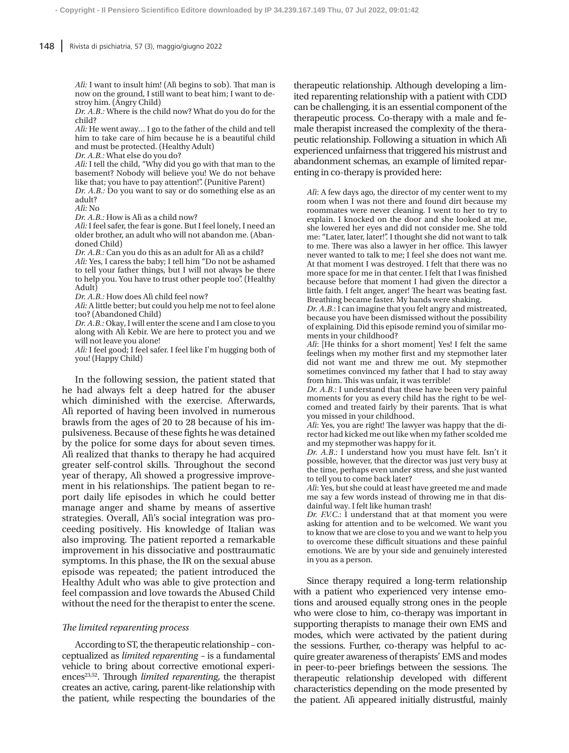*Alì:* I want to insult him! (Alì begins to sob). That man is now on the ground, I still want to beat him; I want to destroy him. (Angry Child)

*Dr. A.B.:* Where is the child now? What do you do for the child?

*Alì:* He went away… I go to the father of the child and tell him to take care of him because he is a beautiful child and must be protected. (Healthy Adult)

*Dr. A.B.:* What else do you do?

*Alì:* I tell the child, "Why did you go with that man to the basement? Nobody will believe you! We do not behave like that; you have to pay attention!". (Punitive Parent)

*Dr. A.B.:* Do you want to say or do something else as an adult?

*Alì:* No

*Dr. A.B.:* How is Alì as a child now?

*Alì:* I feel safer, the fear is gone. But I feel lonely, I need an older brother, an adult who will not abandon me. (Abandoned Child)

*Dr. A.B.:* Can you do this as an adult for Alì as a child?

*Alì:* Yes, I caress the baby; I tell him "Do not be ashamed to tell your father things, but I will not always be there to help you. You have to trust other people too". (Healthy Adult)

*Dr. A.B.:* How does Alì child feel now?

*Alì:* A little better; but could you help me not to feel alone too? (Abandoned Child)

*Dr. A.B.:* Okay, I will enter the scene and I am close to you along with Alì Kebir. We are here to protect you and we will not leave you alone!

*Alì:* I feel good; I feel safer. I feel like I'm hugging both of you! (Happy Child)

In the following session, the patient stated that he had always felt a deep hatred for the abuser which diminished with the exercise. Afterwards, Alì reported of having been involved in numerous brawls from the ages of 20 to 28 because of his impulsiveness. Because of these fights he was detained by the police for some days for about seven times. Alì realized that thanks to therapy he had acquired greater self-control skills. Throughout the second year of therapy, Alì showed a progressive improvement in his relationships. The patient began to report daily life episodes in which he could better manage anger and shame by means of assertive strategies. Overall, Alì's social integration was proceeding positively. His knowledge of Italian was also improving. The patient reported a remarkable improvement in his dissociative and posttraumatic symptoms. In this phase, the IR on the sexual abuse episode was repeated; the patient introduced the Healthy Adult who was able to give protection and feel compassion and love towards the Abused Child without the need for the therapist to enter the scene.

### *The limited reparenting process*

According to ST, the therapeutic relationship – conceptualized as *limited reparenting* – is a fundamental vehicle to bring about corrective emotional experiences[23,52]. Through *limited reparenting*, the therapist creates an active, caring, parent-like relationship with the patient, while respecting the boundaries of the therapeutic relationship. Although developing a limited reparenting relationship with a patient with CDD can be challenging, it is an essential component of the therapeutic process. Co-therapy with a male and female therapist increased the complexity of the therapeutic relationship. Following a situation in which Alì experienced unfairness that triggered his mistrust and abandonment schemas, an example of limited reparenting in co-therapy is provided here:

*Alì*: A few days ago, the director of my center went to my room when I was not there and found dirt because my roommates were never cleaning. I went to her to try to explain. I knocked on the door and she looked at me, she lowered her eyes and did not consider me. She told me: "Later, later, later!". I thought she did not want to talk to me. There was also a lawyer in her office. This lawyer never wanted to talk to me; I feel she does not want me. At that moment I was destroyed. I felt that there was no more space for me in that center. I felt that I was finished because before that moment I had given the director a little faith. I felt anger, anger! The heart was beating fast. Breathing became faster. My hands were shaking.

*Dr. A.B.*: I can imagine that you felt angry and mistreated, because you have been dismissed without the possibility of explaining. Did this episode remind you of similar moments in your childhood?

*Alì*: [He thinks for a short moment] Yes! I felt the same feelings when my mother first and my stepmother later did not want me and threw me out. My stepmother sometimes convinced my father that I had to stay away from him. This was unfair, it was terrible!

*Dr. A.B.*: I understand that these have been very painful moments for you as every child has the right to be welcomed and treated fairly by their parents. That is what you missed in your childhood.

*Alì*: Yes, you are right! The lawyer was happy that the director had kicked me out like when my father scolded me and my stepmother was happy for it.

*Dr. A.B.*: I understand how you must have felt. Isn't it possible, however, that the director was just very busy at the time, perhaps even under stress, and she just wanted to tell you to come back later?

*Alì*: Yes, but she could at least have greeted me and made me say a few words instead of throwing me in that disdainful way. I felt like human trash!

*Dr. F.V.C.*: I understand that at that moment you were asking for attention and to be welcomed. We want you to know that we are close to you and we want to help you to overcome these difficult situations and these painful emotions. We are by your side and genuinely interested in you as a person.

Since therapy required a long-term relationship with a patient who experienced very intense emotions and aroused equally strong ones in the people who were close to him, co-therapy was important in supporting therapists to manage their own EMS and modes, which were activated by the patient during the sessions. Further, co-therapy was helpful to acquire greater awareness of therapists' EMS and modes in peer-to-peer briefings between the sessions. The therapeutic relationship developed with different characteristics depending on the mode presented by the patient. Alì appeared initially distrustful, mainly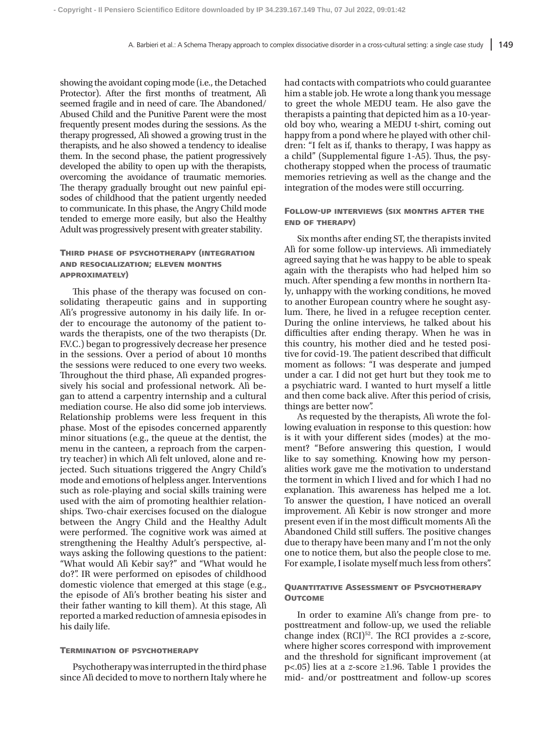showing the avoidant coping mode (i.e., the Detached Protector). After the first months of treatment, Alì seemed fragile and in need of care. The Abandoned/Abused Child and the Punitive Parent were the most frequently present modes during the sessions. As the therapy progressed, Alì showed a growing trust in the therapists, and he also showed a tendency to idealise them. In the second phase, the patient progressively developed the ability to open up with the therapists, overcoming the avoidance of traumatic memories. The therapy gradually brought out new painful episodes of childhood that the patient urgently needed to communicate. In this phase, the Angry Child mode tended to emerge more easily, but also the Healthy Adult was progressively present with greater stability.

### Third phase of psychotherapy (integration and resocialization; eleven months approximately)

This phase of the therapy was focused on consolidating therapeutic gains and in supporting Alì's progressive autonomy in his daily life. In order to encourage the autonomy of the patient towards the therapists, one of the two therapists (Dr. F.V.C.) began to progressively decrease her presence in the sessions. Over a period of about 10 months the sessions were reduced to one every two weeks. Throughout the third phase, Alì expanded progressively his social and professional network. Alì began to attend a carpentry internship and a cultural mediation course. He also did some job interviews. Relationship problems were less frequent in this phase. Most of the episodes concerned apparently minor situations (e.g., the queue at the dentist, the menu in the canteen, a reproach from the carpentry teacher) in which Alì felt unloved, alone and rejected. Such situations triggered the Angry Child's mode and emotions of helpless anger. Interventions such as role-playing and social skills training were used with the aim of promoting healthier relationships. Two-chair exercises focused on the dialogue between the Angry Child and the Healthy Adult were performed. The cognitive work was aimed at strengthening the Healthy Adult's perspective, always asking the following questions to the patient: "What would Alì Kebir say?" and "What would he do?". IR were performed on episodes of childhood domestic violence that emerged at this stage (e.g., the episode of Alì's brother beating his sister and their father wanting to kill them). At this stage, Alì reported a marked reduction of amnesia episodes in his daily life.

### Termination of psychotherapy

Psychotherapy was interrupted in the third phase since Alì decided to move to northern Italy where he had contacts with compatriots who could guarantee him a stable job. He wrote a long thank you message to greet the whole MEDU team. He also gave the therapists a painting that depicted him as a 10-year-old boy who, wearing a MEDU t-shirt, coming out happy from a pond where he played with other children: "I felt as if, thanks to therapy, I was happy as a child" (Supplemental figure 1-A5). Thus, the psychotherapy stopped when the process of traumatic memories retrieving as well as the change and the integration of the modes were still occurring.

### Follow-up interviews (six months after the end of therapy)

Six months after ending ST, the therapists invited Alì for some follow-up interviews. Alì immediately agreed saying that he was happy to be able to speak again with the therapists who had helped him so much. After spending a few months in northern Italy, unhappy with the working conditions, he moved to another European country where he sought asylum. There, he lived in a refugee reception center. During the online interviews, he talked about his difficulties after ending therapy. When he was in this country, his mother died and he tested positive for covid-19. The patient described that difficult moment as follows: "I was desperate and jumped under a car. I did not get hurt but they took me to a psychiatric ward. I wanted to hurt myself a little and then come back alive. After this period of crisis, things are better now".

As requested by the therapists, Alì wrote the following evaluation in response to this question: how is it with your different sides (modes) at the moment? "Before answering this question, I would like to say something. Knowing how my personalities work gave me the motivation to understand the torment in which I lived and for which I had no explanation. This awareness has helped me a lot. To answer the question, I have noticed an overall improvement. Alì Kebir is now stronger and more present even if in the most difficult moments Alì the Abandoned Child still suffers. The positive changes due to therapy have been many and I'm not the only one to notice them, but also the people close to me. For example, I isolate myself much less from others".

### Quantitative Assessment of Psychotherapy Outcome

In order to examine Alì's change from pre- to posttreatment and follow-up, we used the reliable change index (RCI)[52]. The RCI provides a $z$-score, where higher scores correspond with improvement and the threshold for significant improvement (at $p<.05$) lies at a $z$-score $\geq 1.96$. Table 1 provides the mid- and/or posttreatment and follow-up scores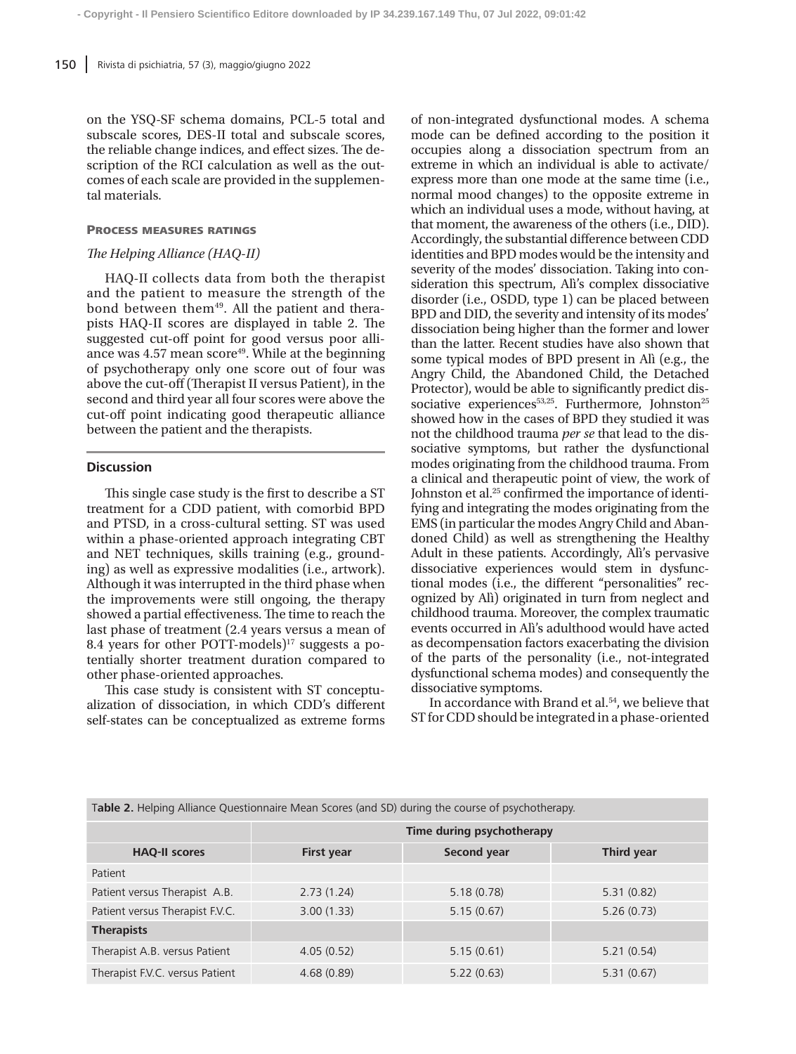on the YSQ-SF schema domains, PCL-5 total and subscale scores, DES-II total and subscale scores, the reliable change indices, and effect sizes. The description of the RCI calculation as well as the outcomes of each scale are provided in the supplemental materials.

### Process measures ratings

#### *The Helping Alliance (HAQ-II)*

HAQ-II collects data from both the therapist and the patient to measure the strength of the bond between them[49]. All the patient and therapists HAQ-II scores are displayed in table 2. The suggested cut-off point for good versus poor alliance was 4.57 mean score[49]. While at the beginning of psychotherapy only one score out of four was above the cut-off (Therapist II versus Patient), in the second and third year all four scores were above the cut-off point indicating good therapeutic alliance between the patient and the therapists.

## Discussion

This single case study is the first to describe a ST treatment for a CDD patient, with comorbid BPD and PTSD, in a cross-cultural setting. ST was used within a phase-oriented approach integrating CBT and NET techniques, skills training (e.g., grounding) as well as expressive modalities (i.e., artwork). Although it was interrupted in the third phase when the improvements were still ongoing, the therapy showed a partial effectiveness. The time to reach the last phase of treatment (2.4 years versus a mean of 8.4 years for other POTT-models)[17] suggests a potentially shorter treatment duration compared to other phase-oriented approaches.

This case study is consistent with ST conceptualization of dissociation, in which CDD's different self-states can be conceptualized as extreme forms of non-integrated dysfunctional modes. A schema mode can be defined according to the position it occupies along a dissociation spectrum from an extreme in which an individual is able to activate/express more than one mode at the same time (i.e., normal mood changes) to the opposite extreme in which an individual uses a mode, without having, at that moment, the awareness of the others (i.e., DID). Accordingly, the substantial difference between CDD identities and BPD modes would be the intensity and severity of the modes' dissociation. Taking into consideration this spectrum, Alì's complex dissociative disorder (i.e., OSDD, type 1) can be placed between BPD and DID, the severity and intensity of its modes' dissociation being higher than the former and lower than the latter. Recent studies have also shown that some typical modes of BPD present in Alì (e.g., the Angry Child, the Abandoned Child, the Detached Protector), would be able to significantly predict dissociative experiences[53,25]. Furthermore, Johnston[25] showed how in the cases of BPD they studied it was not the childhood trauma *per se* that lead to the dissociative symptoms, but rather the dysfunctional modes originating from the childhood trauma. From a clinical and therapeutic point of view, the work of Johnston et al.[25] confirmed the importance of identifying and integrating the modes originating from the EMS (in particular the modes Angry Child and Abandoned Child) as well as strengthening the Healthy Adult in these patients. Accordingly, Alì's pervasive dissociative experiences would stem in dysfunctional modes (i.e., the different "personalities" recognized by Alì) originated in turn from neglect and childhood trauma. Moreover, the complex traumatic events occurred in Alì's adulthood would have acted as decompensation factors exacerbating the division of the parts of the personality (i.e., not-integrated dysfunctional schema modes) and consequently the dissociative symptoms.

In accordance with Brand et al.[54], we believe that ST for CDD should be integrated in a phase-oriented

**Table 2.** Helping Alliance Questionnaire Mean Scores (and SD) during the course of psychotherapy.

| | Time during psychotherapy | | |
|---|---|---|---|
| **HAQ-II scores** | **First year** | **Second year** | **Third year** |
| Patient | | | |
| Patient versus Therapist A.B. | 2.73 (1.24) | 5.18 (0.78) | 5.31 (0.82) |
| Patient versus Therapist F.V.C. | 3.00 (1.33) | 5.15 (0.67) | 5.26 (0.73) |
| **Therapists** | | | |
| Therapist A.B. versus Patient | 4.05 (0.52) | 5.15 (0.61) | 5.21 (0.54) |
| Therapist F.V.C. versus Patient | 4.68 (0.89) | 5.22 (0.63) | 5.31 (0.67) |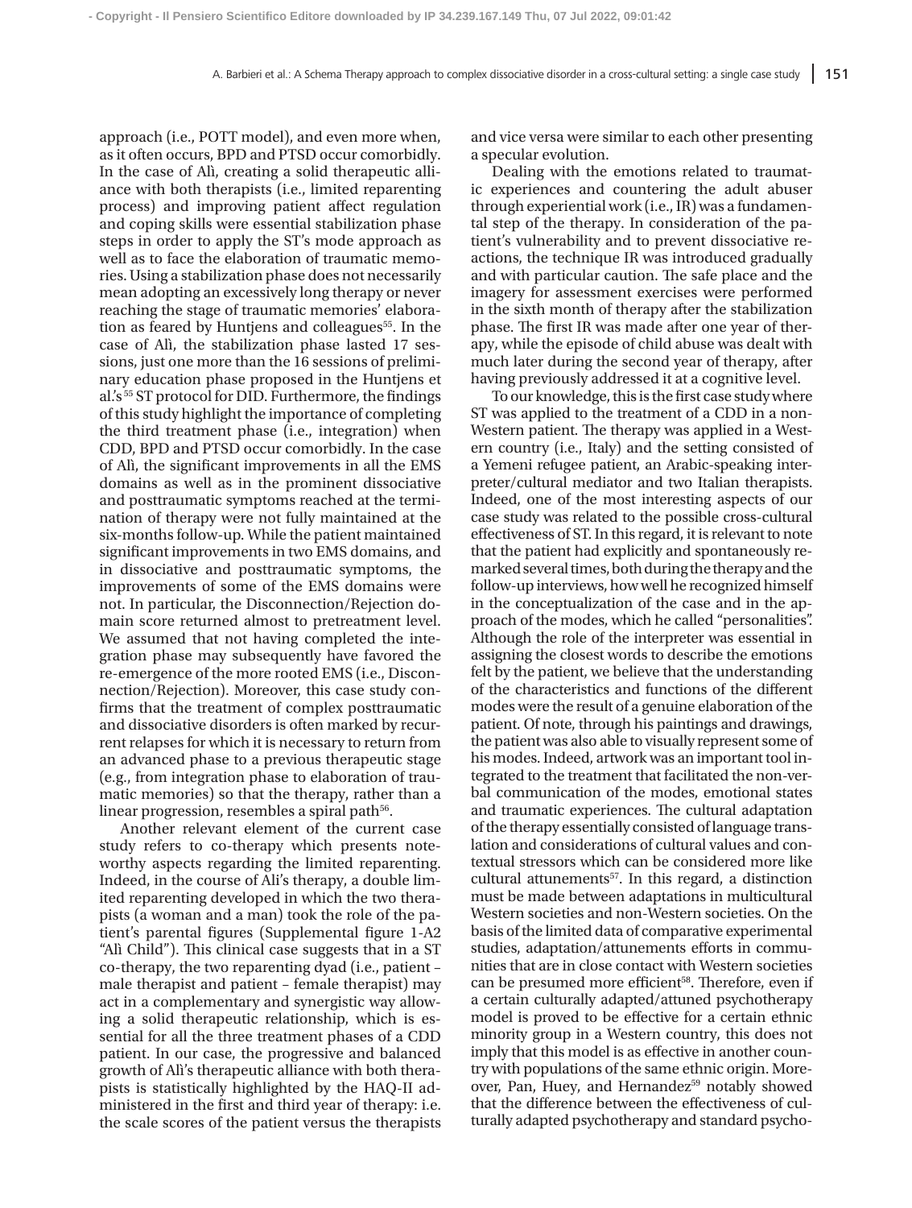approach (i.e., POTT model), and even more when, as it often occurs, BPD and PTSD occur comorbidly. In the case of Alì, creating a solid therapeutic alliance with both therapists (i.e., limited reparenting process) and improving patient affect regulation and coping skills were essential stabilization phase steps in order to apply the ST's mode approach as well as to face the elaboration of traumatic memories. Using a stabilization phase does not necessarily mean adopting an excessively long therapy or never reaching the stage of traumatic memories' elaboration as feared by Huntjens and colleagues[55]. In the case of Alì, the stabilization phase lasted 17 sessions, just one more than the 16 sessions of preliminary education phase proposed in the Huntjens et al.'s[55] ST protocol for DID. Furthermore, the findings of this study highlight the importance of completing the third treatment phase (i.e., integration) when CDD, BPD and PTSD occur comorbidly. In the case of Alì, the significant improvements in all the EMS domains as well as in the prominent dissociative and posttraumatic symptoms reached at the termination of therapy were not fully maintained at the six-months follow-up. While the patient maintained significant improvements in two EMS domains, and in dissociative and posttraumatic symptoms, the improvements of some of the EMS domains were not. In particular, the Disconnection/Rejection domain score returned almost to pretreatment level. We assumed that not having completed the integration phase may subsequently have favored the re-emergence of the more rooted EMS (i.e., Disconnection/Rejection). Moreover, this case study confirms that the treatment of complex posttraumatic and dissociative disorders is often marked by recurrent relapses for which it is necessary to return from an advanced phase to a previous therapeutic stage (e.g., from integration phase to elaboration of traumatic memories) so that the therapy, rather than a linear progression, resembles a spiral path[56].

Another relevant element of the current case study refers to co-therapy which presents noteworthy aspects regarding the limited reparenting. Indeed, in the course of Ali's therapy, a double limited reparenting developed in which the two therapists (a woman and a man) took the role of the patient's parental figures (Supplemental figure 1-A2 "Alì Child"). This clinical case suggests that in a ST co-therapy, the two reparenting dyad (i.e., patient – male therapist and patient – female therapist) may act in a complementary and synergistic way allowing a solid therapeutic relationship, which is essential for all the three treatment phases of a CDD patient. In our case, the progressive and balanced growth of Alì's therapeutic alliance with both therapists is statistically highlighted by the HAQ-II administered in the first and third year of therapy: i.e. the scale scores of the patient versus the therapists and vice versa were similar to each other presenting a specular evolution.

Dealing with the emotions related to traumatic experiences and countering the adult abuser through experiential work (i.e., IR) was a fundamental step of the therapy. In consideration of the patient's vulnerability and to prevent dissociative reactions, the technique IR was introduced gradually and with particular caution. The safe place and the imagery for assessment exercises were performed in the sixth month of therapy after the stabilization phase. The first IR was made after one year of therapy, while the episode of child abuse was dealt with much later during the second year of therapy, after having previously addressed it at a cognitive level.

To our knowledge, this is the first case study where ST was applied to the treatment of a CDD in a non-Western patient. The therapy was applied in a Western country (i.e., Italy) and the setting consisted of a Yemeni refugee patient, an Arabic-speaking interpreter/cultural mediator and two Italian therapists. Indeed, one of the most interesting aspects of our case study was related to the possible cross-cultural effectiveness of ST. In this regard, it is relevant to note that the patient had explicitly and spontaneously remarked several times, both during the therapy and the follow-up interviews, how well he recognized himself in the conceptualization of the case and in the approach of the modes, which he called "personalities". Although the role of the interpreter was essential in assigning the closest words to describe the emotions felt by the patient, we believe that the understanding of the characteristics and functions of the different modes were the result of a genuine elaboration of the patient. Of note, through his paintings and drawings, the patient was also able to visually represent some of his modes. Indeed, artwork was an important tool integrated to the treatment that facilitated the non-verbal communication of the modes, emotional states and traumatic experiences. The cultural adaptation of the therapy essentially consisted of language translation and considerations of cultural values and contextual stressors which can be considered more like cultural attunements[57]. In this regard, a distinction must be made between adaptations in multicultural Western societies and non-Western societies. On the basis of the limited data of comparative experimental studies, adaptation/attunements efforts in communities that are in close contact with Western societies can be presumed more efficient[58]. Therefore, even if a certain culturally adapted/attuned psychotherapy model is proved to be effective for a certain ethnic minority group in a Western country, this does not imply that this model is as effective in another country with populations of the same ethnic origin. Moreover, Pan, Huey, and Hernandez[59] notably showed that the difference between the effectiveness of culturally adapted psychotherapy and standard psycho-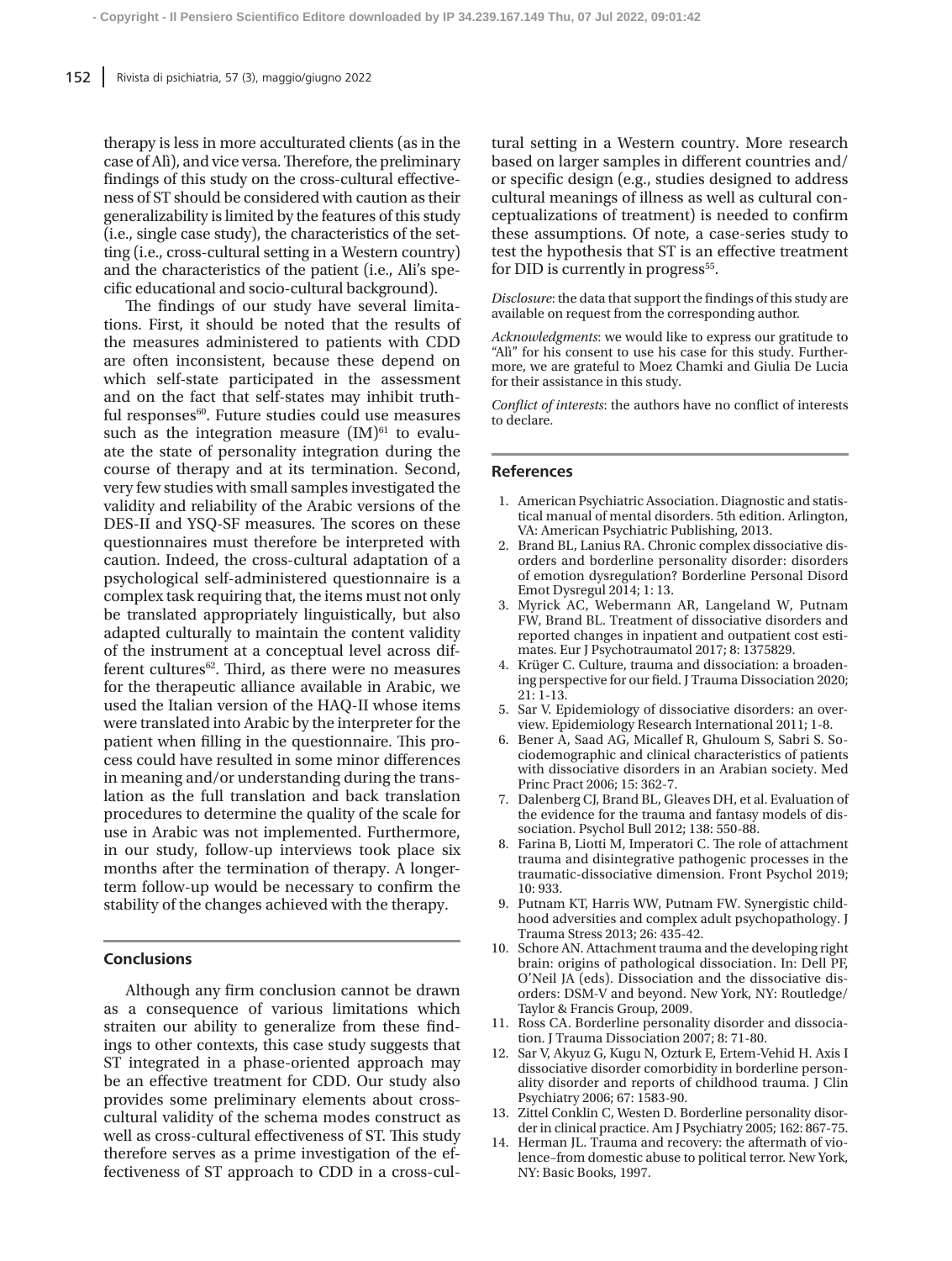therapy is less in more acculturated clients (as in the case of Alì), and vice versa. Therefore, the preliminary findings of this study on the cross-cultural effectiveness of ST should be considered with caution as their generalizability is limited by the features of this study (i.e., single case study), the characteristics of the setting (i.e., cross-cultural setting in a Western country) and the characteristics of the patient (i.e., Ali's specific educational and socio-cultural background).

The findings of our study have several limitations. First, it should be noted that the results of the measures administered to patients with CDD are often inconsistent, because these depend on which self-state participated in the assessment and on the fact that self-states may inhibit truthful responses[60]. Future studies could use measures such as the integration measure (IM)[61] to evaluate the state of personality integration during the course of therapy and at its termination. Second, very few studies with small samples investigated the validity and reliability of the Arabic versions of the DES-II and YSQ-SF measures. The scores on these questionnaires must therefore be interpreted with caution. Indeed, the cross-cultural adaptation of a psychological self-administered questionnaire is a complex task requiring that, the items must not only be translated appropriately linguistically, but also adapted culturally to maintain the content validity of the instrument at a conceptual level across different cultures[62]. Third, as there were no measures for the therapeutic alliance available in Arabic, we used the Italian version of the HAQ-II whose items were translated into Arabic by the interpreter for the patient when filling in the questionnaire. This process could have resulted in some minor differences in meaning and/or understanding during the translation as the full translation and back translation procedures to determine the quality of the scale for use in Arabic was not implemented. Furthermore, in our study, follow-up interviews took place six months after the termination of therapy. A longer-term follow-up would be necessary to confirm the stability of the changes achieved with the therapy.

## Conclusions

Although any firm conclusion cannot be drawn as a consequence of various limitations which straiten our ability to generalize from these findings to other contexts, this case study suggests that ST integrated in a phase-oriented approach may be an effective treatment for CDD. Our study also provides some preliminary elements about cross-cultural validity of the schema modes construct as well as cross-cultural effectiveness of ST. This study therefore serves as a prime investigation of the effectiveness of ST approach to CDD in a cross-cultural setting in a Western country. More research based on larger samples in different countries and/or specific design (e.g., studies designed to address cultural meanings of illness as well as cultural conceptualizations of treatment) is needed to confirm these assumptions. Of note, a case-series study to test the hypothesis that ST is an effective treatment for DID is currently in progress[55].

*Disclosure*: the data that support the findings of this study are available on request from the corresponding author.

*Acknowledgments*: we would like to express our gratitude to "Alì" for his consent to use his case for this study. Furthermore, we are grateful to Moez Chamki and Giulia De Lucia for their assistance in this study.

*Conflict of interests*: the authors have no conflict of interests to declare.

## References

1. American Psychiatric Association. Diagnostic and statistical manual of mental disorders. 5th edition. Arlington, VA: American Psychiatric Publishing, 2013.
2. Brand BL, Lanius RA. Chronic complex dissociative disorders and borderline personality disorder: disorders of emotion dysregulation? Borderline Personal Disord Emot Dysregul 2014; 1: 13.
3. Myrick AC, Webermann AR, Langeland W, Putnam FW, Brand BL. Treatment of dissociative disorders and reported changes in inpatient and outpatient cost estimates. Eur J Psychotraumatol 2017; 8: 1375829.
4. Krüger C. Culture, trauma and dissociation: a broadening perspective for our field. J Trauma Dissociation 2020; 21: 1-13.
5. Sar V. Epidemiology of dissociative disorders: an overview. Epidemiology Research International 2011; 1-8.
6. Bener A, Saad AG, Micallef R, Ghuloum S, Sabri S. Sociodemographic and clinical characteristics of patients with dissociative disorders in an Arabian society. Med Princ Pract 2006; 15: 362-7.
7. Dalenberg CJ, Brand BL, Gleaves DH, et al. Evaluation of the evidence for the trauma and fantasy models of dissociation. Psychol Bull 2012; 138: 550-88.
8. Farina B, Liotti M, Imperatori C. The role of attachment trauma and disintegrative pathogenic processes in the traumatic-dissociative dimension. Front Psychol 2019; 10: 933.
9. Putnam KT, Harris WW, Putnam FW. Synergistic childhood adversities and complex adult psychopathology. J Trauma Stress 2013; 26: 435-42.
10. Schore AN. Attachment trauma and the developing right brain: origins of pathological dissociation. In: Dell PF, O'Neil JA (eds). Dissociation and the dissociative disorders: DSM-V and beyond. New York, NY: Routledge/Taylor & Francis Group, 2009.
11. Ross CA. Borderline personality disorder and dissociation. J Trauma Dissociation 2007; 8: 71-80.
12. Sar V, Akyuz G, Kugu N, Ozturk E, Ertem-Vehid H. Axis I dissociative disorder comorbidity in borderline personality disorder and reports of childhood trauma. J Clin Psychiatry 2006; 67: 1583-90.
13. Zittel Conklin C, Westen D. Borderline personality disorder in clinical practice. Am J Psychiatry 2005; 162: 867-75.
14. Herman JL. Trauma and recovery: the aftermath of violence–from domestic abuse to political terror. New York, NY: Basic Books, 1997.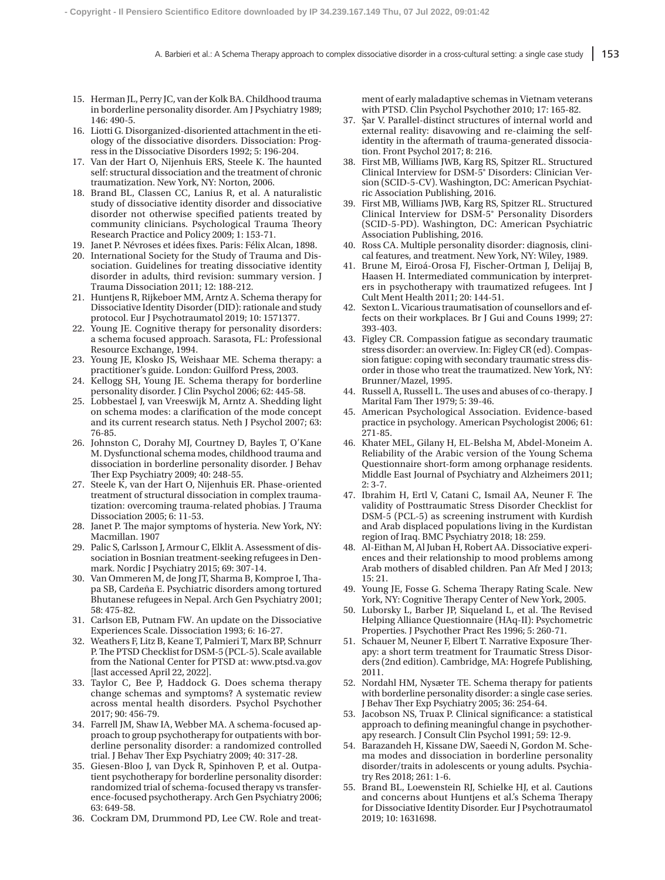15. Herman JL, Perry JC, van der Kolk BA. Childhood trauma in borderline personality disorder. Am J Psychiatry 1989; 146: 490-5.
16. Liotti G. Disorganized-disoriented attachment in the etiology of the dissociative disorders. Dissociation: Progress in the Dissociative Disorders 1992; 5: 196-204.
17. Van der Hart O, Nijenhuis ERS, Steele K. The haunted self: structural dissociation and the treatment of chronic traumatization. New York, NY: Norton, 2006.
18. Brand BL, Classen CC, Lanius R, et al. A naturalistic study of dissociative identity disorder and dissociative disorder not otherwise specified patients treated by community clinicians. Psychological Trauma Theory Research Practice and Policy 2009; 1: 153-71.
19. Janet P. Névroses et idées fixes. Paris: Félix Alcan, 1898.
20. International Society for the Study of Trauma and Dissociation. Guidelines for treating dissociative identity disorder in adults, third revision: summary version. J Trauma Dissociation 2011; 12: 188-212.
21. Huntjens R, Rijkeboer MM, Arntz A. Schema therapy for Dissociative Identity Disorder (DID): rationale and study protocol. Eur J Psychotraumatol 2019; 10: 1571377.
22. Young JE. Cognitive therapy for personality disorders: a schema focused approach. Sarasota, FL: Professional Resource Exchange, 1994.
23. Young JE, Klosko JS, Weishaar ME. Schema therapy: a practitioner's guide. London: Guilford Press, 2003.
24. Kellogg SH, Young JE. Schema therapy for borderline personality disorder. J Clin Psychol 2006; 62: 445-58.
25. Lobbestael J, van Vreeswijk M, Arntz A. Shedding light on schema modes: a clarification of the mode concept and its current research status. Neth J Psychol 2007; 63: 76-85.
26. Johnston C, Dorahy MJ, Courtney D, Bayles T, O'Kane M. Dysfunctional schema modes, childhood trauma and dissociation in borderline personality disorder. J Behav Ther Exp Psychiatry 2009; 40: 248-55.
27. Steele K, van der Hart O, Nijenhuis ER. Phase-oriented treatment of structural dissociation in complex traumatization: overcoming trauma-related phobias. J Trauma Dissociation 2005; 6: 11-53.
28. Janet P. The major symptoms of hysteria. New York, NY: Macmillan. 1907
29. Palic S, Carlsson J, Armour C, Elklit A. Assessment of dissociation in Bosnian treatment-seeking refugees in Denmark. Nordic J Psychiatry 2015; 69: 307-14.
30. Van Ommeren M, de Jong JT, Sharma B, Komproe I, Thapa SB, Cardeña E. Psychiatric disorders among tortured Bhutanese refugees in Nepal. Arch Gen Psychiatry 2001; 58: 475-82.
31. Carlson EB, Putnam FW. An update on the Dissociative Experiences Scale. Dissociation 1993; 6: 16-27.
32. Weathers F, Litz B, Keane T, Palmieri T, Marx BP, Schnurr P. The PTSD Checklist for DSM-5 (PCL-5). Scale available from the National Center for PTSD at: www.ptsd.va.gov [last accessed April 22, 2022].
33. Taylor C, Bee P, Haddock G. Does schema therapy change schemas and symptoms? A systematic review across mental health disorders. Psychol Psychother 2017; 90: 456-79.
34. Farrell JM, Shaw IA, Webber MA. A schema-focused approach to group psychotherapy for outpatients with borderline personality disorder: a randomized controlled trial. J Behav Ther Exp Psychiatry 2009; 40: 317-28.
35. Giesen-Bloo J, van Dyck R, Spinhoven P, et al. Outpatient psychotherapy for borderline personality disorder: randomized trial of schema-focused therapy vs transference-focused psychotherapy. Arch Gen Psychiatry 2006; 63: 649-58.
36. Cockram DM, Drummond PD, Lee CW. Role and treatment of early maladaptive schemas in Vietnam veterans with PTSD. Clin Psychol Psychother 2010; 17: 165-82.
37. Şar V. Parallel-distinct structures of internal world and external reality: disavowing and re-claiming the self-identity in the aftermath of trauma-generated dissociation. Front Psychol 2017; 8: 216.
38. First MB, Williams JWB, Karg RS, Spitzer RL. Structured Clinical Interview for DSM-5® Disorders: Clinician Version (SCID-5-CV). Washington, DC: American Psychiatric Association Publishing, 2016.
39. First MB, Williams JWB, Karg RS, Spitzer RL. Structured Clinical Interview for DSM-5® Personality Disorders (SCID-5-PD). Washington, DC: American Psychiatric Association Publishing, 2016.
40. Ross CA. Multiple personality disorder: diagnosis, clinical features, and treatment. New York, NY: Wiley, 1989.
41. Brune M, Eiroá-Orosa FJ, Fischer-Ortman J, Delijaj B, Haasen H. Intermediated communication by interpreters in psychotherapy with traumatized refugees. Int J Cult Ment Health 2011; 20: 144-51.
42. Sexton L. Vicarious traumatisation of counsellors and effects on their workplaces. Br J Gui and Couns 1999; 27: 393-403.
43. Figley CR. Compassion fatigue as secondary traumatic stress disorder: an overview. In: Figley CR (ed). Compassion fatigue: coping with secondary traumatic stress disorder in those who treat the traumatized. New York, NY: Brunner/Mazel, 1995.
44. Russell A, Russell L. The uses and abuses of co-therapy. J Marital Fam Ther 1979; 5: 39-46.
45. American Psychological Association. Evidence-based practice in psychology. American Psychologist 2006; 61: 271-85.
46. Khater MEL, Gilany H, EL-Belsha M, Abdel-Moneim A. Reliability of the Arabic version of the Young Schema Questionnaire short-form among orphanage residents. Middle East Journal of Psychiatry and Alzheimers 2011; 2: 3-7.
47. Ibrahim H, Ertl V, Catani C, Ismail AA, Neuner F. The validity of Posttraumatic Stress Disorder Checklist for DSM-5 (PCL-5) as screening instrument with Kurdish and Arab displaced populations living in the Kurdistan region of Iraq. BMC Psychiatry 2018; 18: 259.
48. Al-Eithan M, Al Juban H, Robert AA. Dissociative experiences and their relationship to mood problems among Arab mothers of disabled children. Pan Afr Med J 2013; 15: 21.
49. Young JE, Fosse G. Schema Therapy Rating Scale. New York, NY: Cognitive Therapy Center of New York, 2005.
50. Luborsky L, Barber JP, Siqueland L, et al. The Revised Helping Alliance Questionnaire (HAq-II): Psychometric Properties. J Psychother Pract Res 1996; 5: 260-71.
51. Schauer M, Neuner F, Elbert T. Narrative Exposure Therapy: a short term treatment for Traumatic Stress Disorders (2nd edition). Cambridge, MA: Hogrefe Publishing, 2011.
52. Nordahl HM, Nysæter TE. Schema therapy for patients with borderline personality disorder: a single case series. J Behav Ther Exp Psychiatry 2005; 36: 254-64.
53. Jacobson NS, Truax P. Clinical significance: a statistical approach to defining meaningful change in psychotherapy research. J Consult Clin Psychol 1991; 59: 12-9.
54. Barazandeh H, Kissane DW, Saeedi N, Gordon M. Schema modes and dissociation in borderline personality disorder/traits in adolescents or young adults. Psychiatry Res 2018; 261: 1-6.
55. Brand BL, Loewenstein RJ, Schielke HJ, et al. Cautions and concerns about Huntjens et al.'s Schema Therapy for Dissociative Identity Disorder. Eur J Psychotraumatol 2019; 10: 1631698.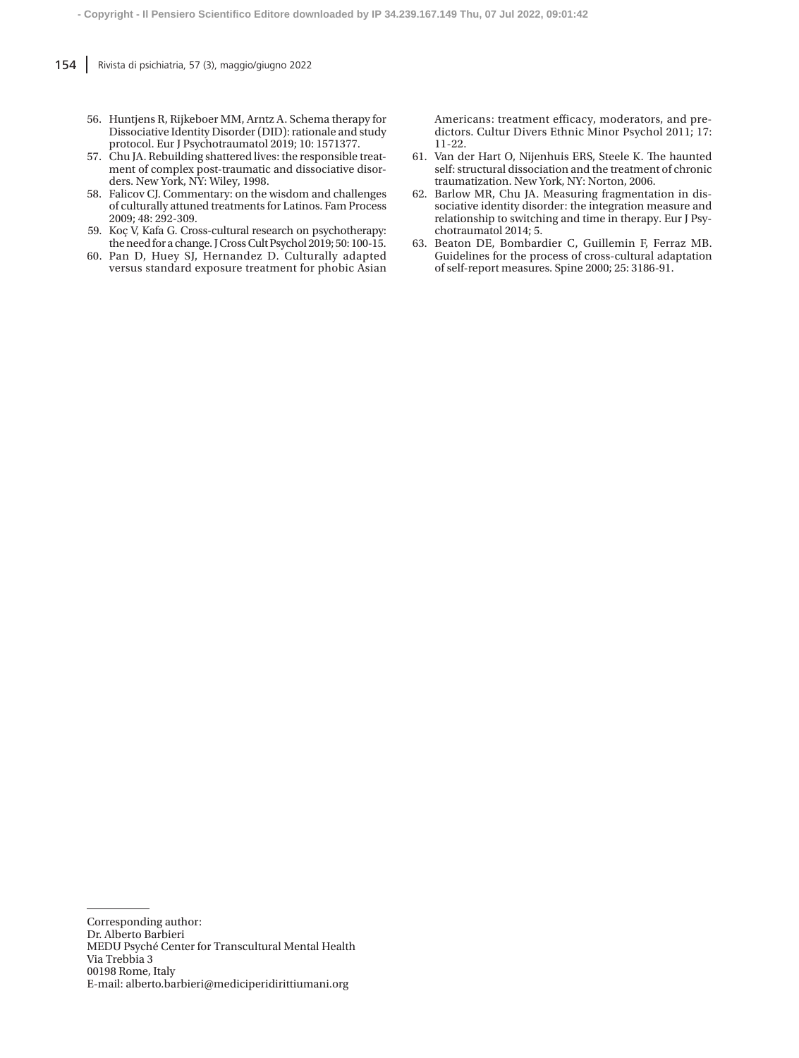56. Huntjens R, Rijkeboer MM, Arntz A. Schema therapy for Dissociative Identity Disorder (DID): rationale and study protocol. Eur J Psychotraumatol 2019; 10: 1571377.
57. Chu JA. Rebuilding shattered lives: the responsible treatment of complex post-traumatic and dissociative disorders. New York, NY: Wiley, 1998.
58. Falicov CJ. Commentary: on the wisdom and challenges of culturally attuned treatments for Latinos. Fam Process 2009; 48: 292-309.
59. Koç V, Kafa G. Cross-cultural research on psychotherapy: the need for a change. J Cross Cult Psychol 2019; 50: 100-15.
60. Pan D, Huey SJ, Hernandez D. Culturally adapted versus standard exposure treatment for phobic Asian Americans: treatment efficacy, moderators, and predictors. Cultur Divers Ethnic Minor Psychol 2011; 17: 11-22.
61. Van der Hart O, Nijenhuis ERS, Steele K. The haunted self: structural dissociation and the treatment of chronic traumatization. New York, NY: Norton, 2006.
62. Barlow MR, Chu JA. Measuring fragmentation in dissociative identity disorder: the integration measure and relationship to switching and time in therapy. Eur J Psychotraumatol 2014; 5.
63. Beaton DE, Bombardier C, Guillemin F, Ferraz MB. Guidelines for the process of cross-cultural adaptation of self-report measures. Spine 2000; 25: 3186-91.

Corresponding author:
Dr. Alberto Barbieri
MEDU Psyché Center for Transcultural Mental Health
Via Trebbia 3
00198 Rome, Italy
E-mail: alberto.barbieri@mediciperidirittiumani.org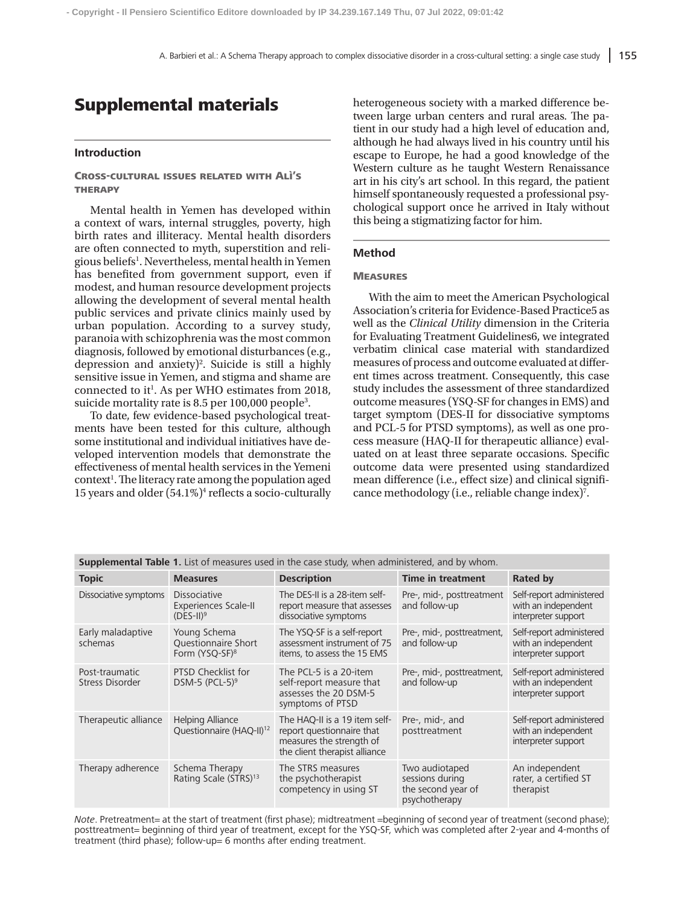# Supplemental materials

## Introduction

### Cross-cultural issues related with Alì's therapy

Mental health in Yemen has developed within a context of wars, internal struggles, poverty, high birth rates and illiteracy. Mental health disorders are often connected to myth, superstition and religious beliefs[1]. Nevertheless, mental health in Yemen has benefited from government support, even if modest, and human resource development projects allowing the development of several mental health public services and private clinics mainly used by urban population. According to a survey study, paranoia with schizophrenia was the most common diagnosis, followed by emotional disturbances (e.g., depression and anxiety)[2]. Suicide is still a highly sensitive issue in Yemen, and stigma and shame are connected to it[1]. As per WHO estimates from 2018, suicide mortality rate is 8.5 per 100,000 people[3].

To date, few evidence-based psychological treatments have been tested for this culture, although some institutional and individual initiatives have developed intervention models that demonstrate the effectiveness of mental health services in the Yemeni context[1]. The literacy rate among the population aged 15 years and older (54.1%)[4] reflects a socio-culturally heterogeneous society with a marked difference between large urban centers and rural areas. The patient in our study had a high level of education and, although he had always lived in his country until his escape to Europe, he had a good knowledge of the Western culture as he taught Western Renaissance art in his city's art school. In this regard, the patient himself spontaneously requested a professional psychological support once he arrived in Italy without this being a stigmatizing factor for him.

## Method

### Measures

With the aim to meet the American Psychological Association's criteria for Evidence-Based Practice5 as well as the *Clinical Utility* dimension in the Criteria for Evaluating Treatment Guidelines6, we integrated verbatim clinical case material with standardized measures of process and outcome evaluated at different times across treatment. Consequently, this case study includes the assessment of three standardized outcome measures (YSQ-SF for changes in EMS) and target symptom (DES-II for dissociative symptoms and PCL-5 for PTSD symptoms), as well as one process measure (HAQ-II for therapeutic alliance) evaluated on at least three separate occasions. Specific outcome data were presented using standardized mean difference (i.e., effect size) and clinical significance methodology (i.e., reliable change index)[7].

**Supplemental Table 1.** List of measures used in the case study, when administered, and by whom.

| Topic | Measures | Description | Time in treatment | Rated by |
|---|---|---|---|---|
| Dissociative symptoms | Dissociative Experiences Scale-II (DES-II)[9] | The DES-II is a 28-item self-report measure that assesses dissociative symptoms | Pre-, mid-, posttreatment and follow-up | Self-report administered with an independent interpreter support |
| Early maladaptive schemas | Young Schema Questionnaire Short Form (YSQ-SF)[8] | The YSQ-SF is a self-report assessment instrument of 75 items, to assess the 15 EMS | Pre-, mid-, posttreatment, and follow-up | Self-report administered with an independent interpreter support |
| Post-traumatic Stress Disorder | PTSD Checklist for DSM-5 (PCL-5)[9] | The PCL-5 is a 20-item self-report measure that assesses the 20 DSM-5 symptoms of PTSD | Pre-, mid-, posttreatment, and follow-up | Self-report administered with an independent interpreter support |
| Therapeutic alliance | Helping Alliance Questionnaire (HAQ-II)[12] | The HAQ-II is a 19 item self-report questionnaire that measures the strength of the client therapist alliance | Pre-, mid-, and posttreatment | Self-report administered with an independent interpreter support |
| Therapy adherence | Schema Therapy Rating Scale (STRS)[13] | The STRS measures the psychotherapist competency in using ST | Two audiotaped sessions during the second year of psychotherapy | An independent rater, a certified ST therapist |

*Note*. Pretreatment= at the start of treatment (first phase); midtreatment =beginning of second year of treatment (second phase); posttreatment= beginning of third year of treatment, except for the YSQ-SF, which was completed after 2-year and 4-months of treatment (third phase); follow-up= 6 months after ending treatment.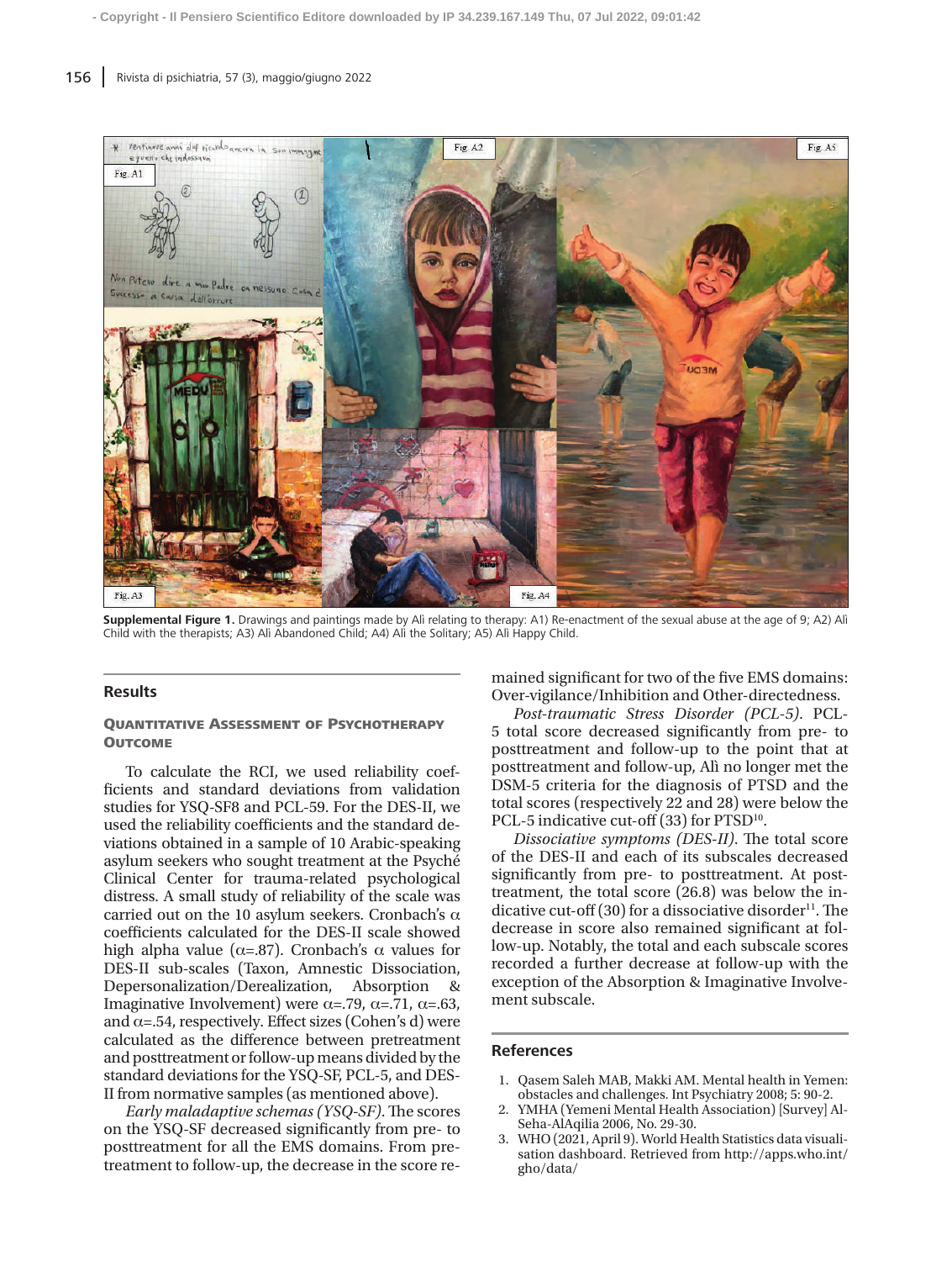**Supplemental Figure 1.** Drawings and paintings made by Ali relating to therapy: A1) Re-enactment of the sexual abuse at the age of 9; A2) Ali Child with the therapists; A3) Ali Abandoned Child; A4) Ali the Solitary; A5) Ali Happy Child.

## Results

### Quantitative Assessment of Psychotherapy Outcome

To calculate the RCI, we used reliability coefficients and standard deviations from validation studies for YSQ-SF8 and PCL-59. For the DES-II, we used the reliability coefficients and the standard deviations obtained in a sample of 10 Arabic-speaking asylum seekers who sought treatment at the Psyché Clinical Center for trauma-related psychological distress. A small study of reliability of the scale was carried out on the 10 asylum seekers. Cronbach's $\alpha$ coefficients calculated for the DES-II scale showed high alpha value ($\alpha$=.87). Cronbach's $\alpha$ values for DES-II sub-scales (Taxon, Amnestic Dissociation, Depersonalization/Derealization, Absorption & Imaginative Involvement) were $\alpha$=.79, $\alpha$=.71, $\alpha$=.63, and $\alpha$=.54, respectively. Effect sizes (Cohen's d) were calculated as the difference between pretreatment and posttreatment or follow-up means divided by the standard deviations for the YSQ-SF, PCL-5, and DES-II from normative samples (as mentioned above).

*Early maladaptive schemas (YSQ-SF).* The scores on the YSQ-SF decreased significantly from pre- to posttreatment for all the EMS domains. From pretreatment to follow-up, the decrease in the score remained significant for two of the five EMS domains: Over-vigilance/Inhibition and Other-directedness.

*Post-traumatic Stress Disorder (PCL-5).* PCL-5 total score decreased significantly from pre- to posttreatment and follow-up to the point that at posttreatment and follow-up, Alì no longer met the DSM-5 criteria for the diagnosis of PTSD and the total scores (respectively 22 and 28) were below the PCL-5 indicative cut-off (33) for PTSD[10].

*Dissociative symptoms (DES-II).* The total score of the DES-II and each of its subscales decreased significantly from pre- to posttreatment. At posttreatment, the total score (26.8) was below the indicative cut-off (30) for a dissociative disorder[11]. The decrease in score also remained significant at follow-up. Notably, the total and each subscale scores recorded a further decrease at follow-up with the exception of the Absorption & Imaginative Involvement subscale.

## References

1. Qasem Saleh MAB, Makki AM. Mental health in Yemen: obstacles and challenges. Int Psychiatry 2008; 5: 90-2.
2. YMHA (Yemeni Mental Health Association) [Survey] Al-Seha-AlAqilia 2006, No. 29-30.
3. WHO (2021, April 9). World Health Statistics data visualisation dashboard. Retrieved from http://apps.who.int/gho/data/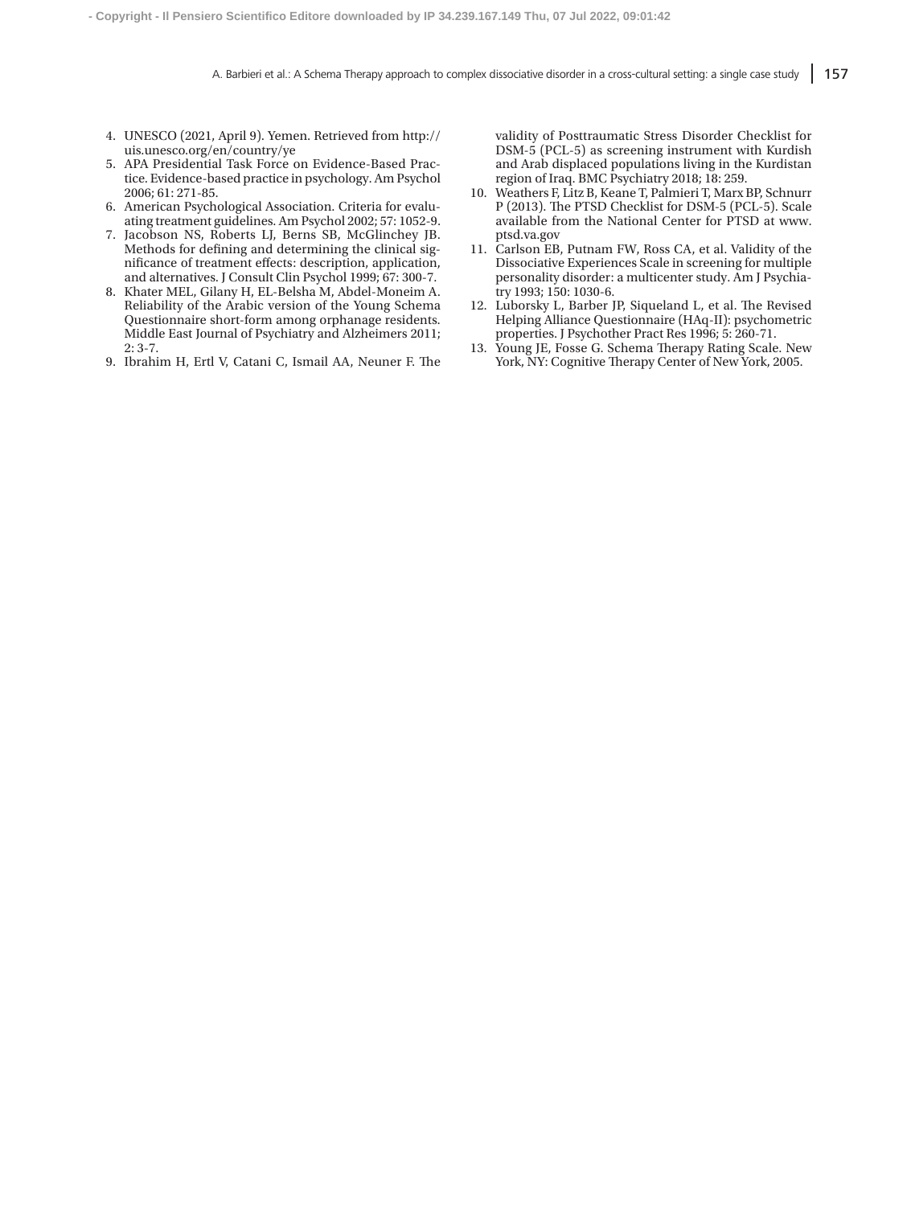4. UNESCO (2021, April 9). Yemen. Retrieved from http://uis.unesco.org/en/country/ye
5. APA Presidential Task Force on Evidence-Based Practice. Evidence-based practice in psychology. Am Psychol 2006; 61: 271-85.
6. American Psychological Association. Criteria for evaluating treatment guidelines. Am Psychol 2002; 57: 1052-9.
7. Jacobson NS, Roberts LJ, Berns SB, McGlinchey JB. Methods for defining and determining the clinical significance of treatment effects: description, application, and alternatives. J Consult Clin Psychol 1999; 67: 300-7.
8. Khater MEL, Gilany H, EL-Belsha M, Abdel-Moneim A. Reliability of the Arabic version of the Young Schema Questionnaire short-form among orphanage residents. Middle East Journal of Psychiatry and Alzheimers 2011; 2: 3-7.
9. Ibrahim H, Ertl V, Catani C, Ismail AA, Neuner F. The validity of Posttraumatic Stress Disorder Checklist for DSM-5 (PCL-5) as screening instrument with Kurdish and Arab displaced populations living in the Kurdistan region of Iraq. BMC Psychiatry 2018; 18: 259.
10. Weathers F, Litz B, Keane T, Palmieri T, Marx BP, Schnurr P (2013). The PTSD Checklist for DSM-5 (PCL-5). Scale available from the National Center for PTSD at www.ptsd.va.gov
11. Carlson EB, Putnam FW, Ross CA, et al. Validity of the Dissociative Experiences Scale in screening for multiple personality disorder: a multicenter study. Am J Psychiatry 1993; 150: 1030-6.
12. Luborsky L, Barber JP, Siqueland L, et al. The Revised Helping Alliance Questionnaire (HAq-II): psychometric properties. J Psychother Pract Res 1996; 5: 260-71.
13. Young JE, Fosse G. Schema Therapy Rating Scale. New York, NY: Cognitive Therapy Center of New York, 2005.